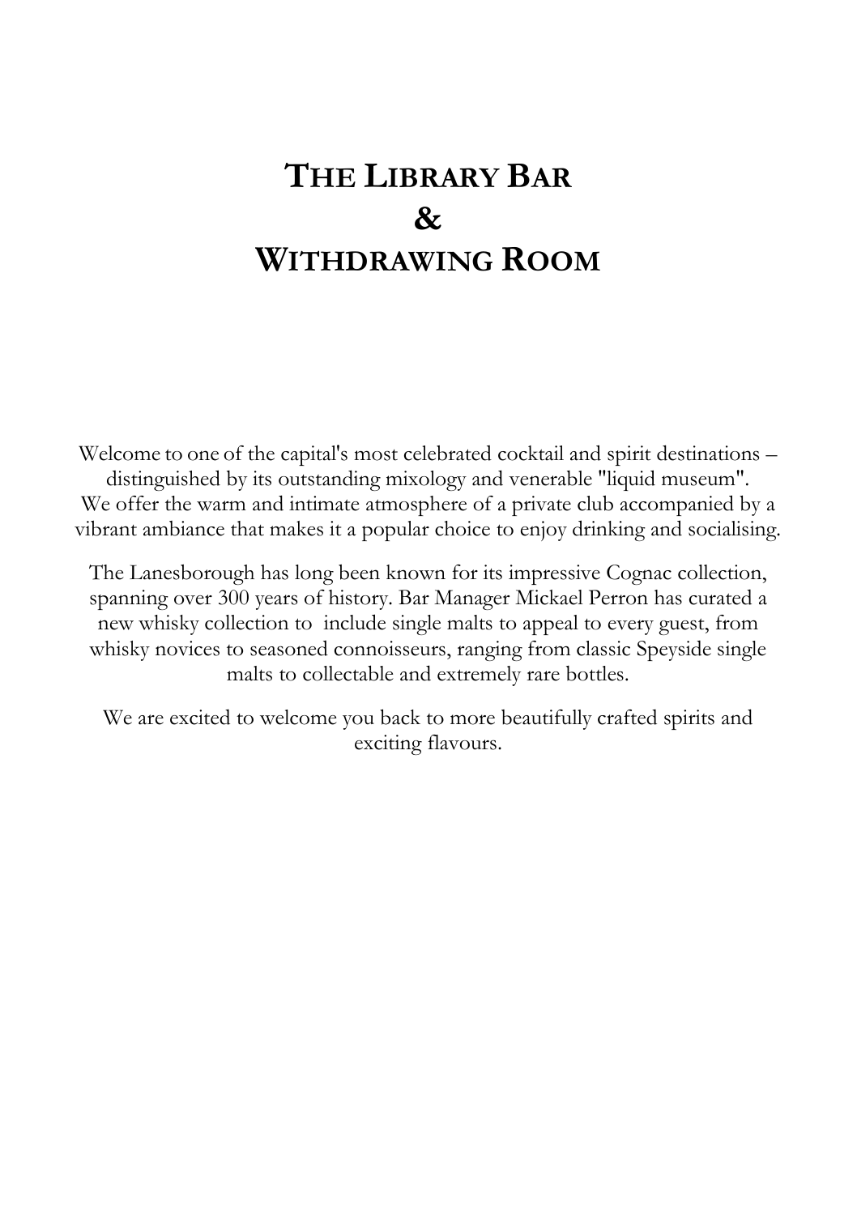# THE LIBRARY BAR
# &
# WITHDRAWING ROOM

Welcome to one of the capital's most celebrated cocktail and spirit destinations – distinguished by its outstanding mixology and venerable "liquid museum". We offer the warm and intimate atmosphere of a private club accompanied by a vibrant ambiance that makes it a popular choice to enjoy drinking and socialising.

The Lanesborough has long been known for its impressive Cognac collection, spanning over 300 years of history. Bar Manager Mickael Perron has curated a new whisky collection to include single malts to appeal to every guest, from whisky novices to seasoned connoisseurs, ranging from classic Speyside single malts to collectable and extremely rare bottles.

We are excited to welcome you back to more beautifully crafted spirits and exciting flavours.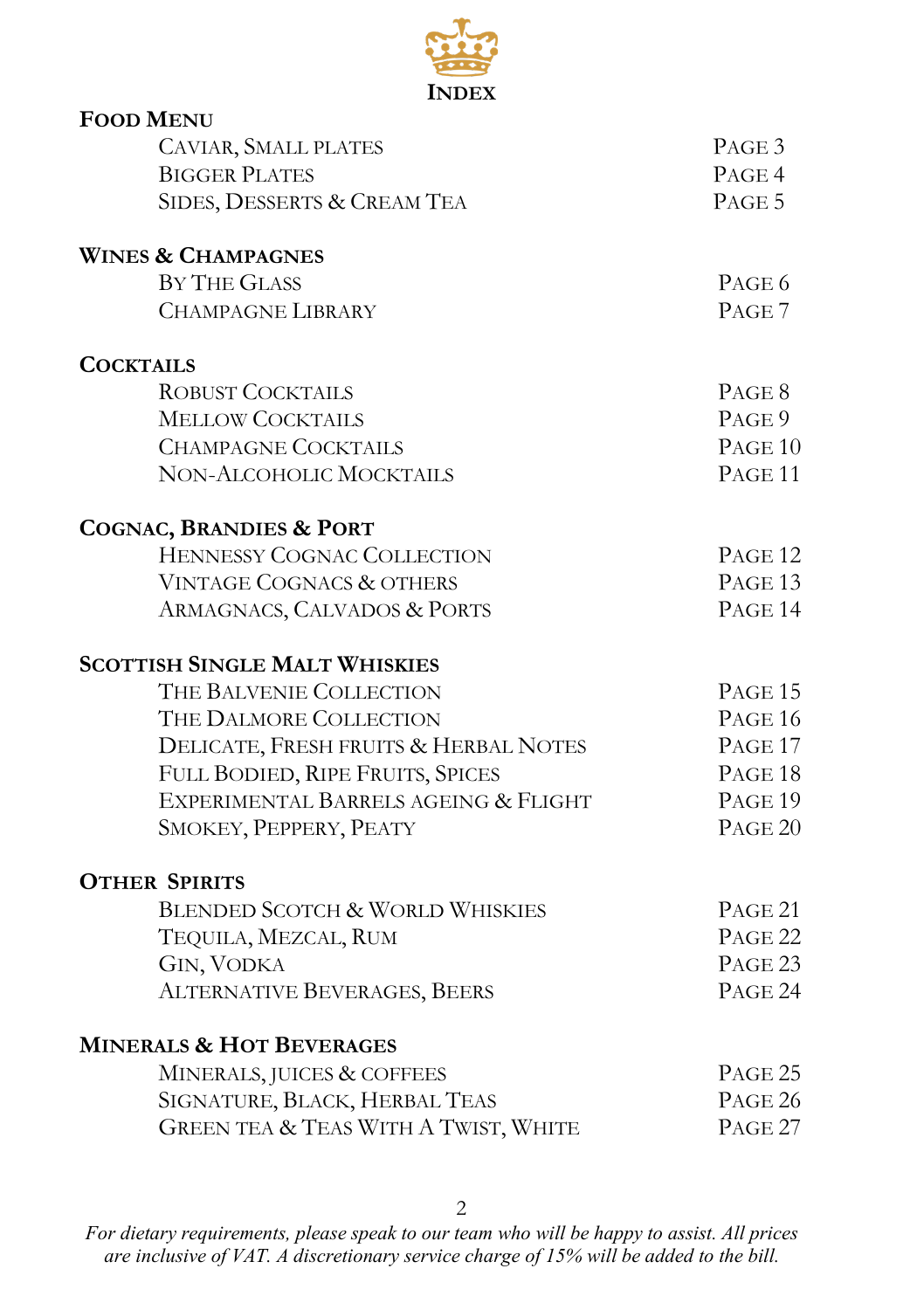# INDEX

## FOOD MENU

| | |
|---|---|
| CAVIAR, SMALL PLATES | PAGE 3 |
| BIGGER PLATES | PAGE 4 |
| SIDES, DESSERTS & CREAM TEA | PAGE 5 |

## WINES & CHAMPAGNES

| | |
|---|---|
| BY THE GLASS | PAGE 6 |
| CHAMPAGNE LIBRARY | PAGE 7 |

## COCKTAILS

| | |
|---|---|
| ROBUST COCKTAILS | PAGE 8 |
| MELLOW COCKTAILS | PAGE 9 |
| CHAMPAGNE COCKTAILS | PAGE 10 |
| NON-ALCOHOLIC MOCKTAILS | PAGE 11 |

## COGNAC, BRANDIES & PORT

| | |
|---|---|
| HENNESSY COGNAC COLLECTION | PAGE 12 |
| VINTAGE COGNACS & OTHERS | PAGE 13 |
| ARMAGNACS, CALVADOS & PORTS | PAGE 14 |

## SCOTTISH SINGLE MALT WHISKIES

| | |
|---|---|
| THE BALVENIE COLLECTION | PAGE 15 |
| THE DALMORE COLLECTION | PAGE 16 |
| DELICATE, FRESH FRUITS & HERBAL NOTES | PAGE 17 |
| FULL BODIED, RIPE FRUITS, SPICES | PAGE 18 |
| EXPERIMENTAL BARRELS AGEING & FLIGHT | PAGE 19 |
| SMOKEY, PEPPERY, PEATY | PAGE 20 |

## OTHER SPIRITS

| | |
|---|---|
| BLENDED SCOTCH & WORLD WHISKIES | PAGE 21 |
| TEQUILA, MEZCAL, RUM | PAGE 22 |
| GIN, VODKA | PAGE 23 |
| ALTERNATIVE BEVERAGES, BEERS | PAGE 24 |

## MINERALS & HOT BEVERAGES

| | |
|---|---|
| MINERALS, JUICES & COFFEES | PAGE 25 |
| SIGNATURE, BLACK, HERBAL TEAS | PAGE 26 |
| GREEN TEA & TEAS WITH A TWIST, WHITE | PAGE 27 |

*For dietary requirements, please speak to our team who will be happy to assist. All prices are inclusive of VAT. A discretionary service charge of 15% will be added to the bill.*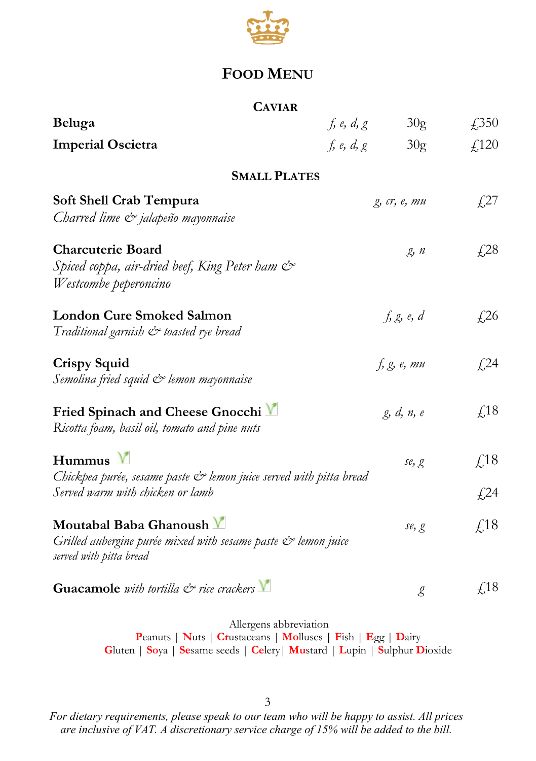# Food Menu

## Caviar

| | | | |
|---|---|---|---|
| **Beluga** | *f, e, d, g* | 30g | £350 |
| **Imperial Oscietra** | *f, e, d, g* | 30g | £120 |

## Small Plates

**Soft Shell Crab Tempura** — *g, cr, e, mu* — £27
*Charred lime & jalapeño mayonnaise*

**Charcuterie Board** — *g, n* — £28
*Spiced coppa, air-dried beef, King Peter ham & Westcombe peperoncino*

**London Cure Smoked Salmon** — *f, g, e, d* — £26
*Traditional garnish & toasted rye bread*

**Crispy Squid** — *f, g, e, mu* — £24
*Semolina fried squid & lemon mayonnaise*

**Fried Spinach and Cheese Gnocchi** (V) — *g, d, n, e* — £18
*Ricotta foam, basil oil, tomato and pine nuts*

**Hummus** (V) — *se, g* — £18
*Chickpea purée, sesame paste & lemon juice served with pitta bread*
*Served warm with chicken or lamb* — £24

**Moutabal Baba Ghanoush** (V) — *se, g* — £18
*Grilled aubergine purée mixed with sesame paste & lemon juice served with pitta bread*

**Guacamole** *with tortilla & rice crackers* (V) — *g* — £18

Allergens abbreviation
**P**eanuts | **N**uts | **Cr**ustaceans | **Mo**lluscs | **F**ish | **E**gg | **D**airy
**G**luten | **So**ya | **Se**same seeds | **Ce**lery | **Mu**stard | **L**upin | **S**ulphur **D**ioxide

*For dietary requirements, please speak to our team who will be happy to assist. All prices are inclusive of VAT. A discretionary service charge of 15% will be added to the bill.*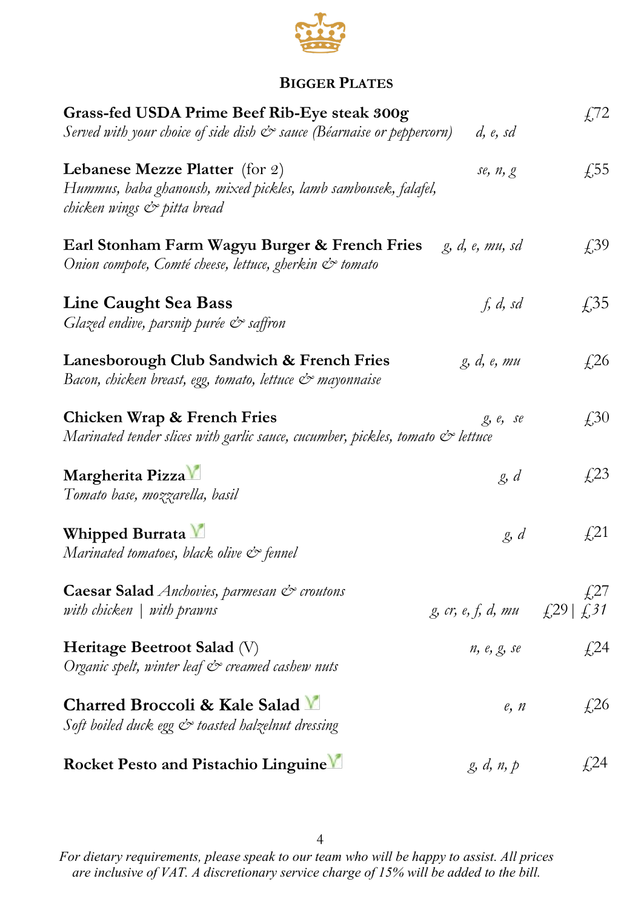## Bigger Plates

**Grass-fed USDA Prime Beef Rib-Eye steak 300g** — £72
*Served with your choice of side dish & sauce (Béarnaise or peppercorn)* — *d, e, sd*

**Lebanese Mezze Platter** (for 2) — *se, n, g* — £55
*Hummus, baba ghanoush, mixed pickles, lamb sambousek, falafel, chicken wings & pitta bread*

**Earl Stonham Farm Wagyu Burger & French Fries** — *g, d, e, mu, sd* — £39
*Onion compote, Comté cheese, lettuce, gherkin & tomato*

**Line Caught Sea Bass** — *f, d, sd* — £35
*Glazed endive, parsnip purée & saffron*

**Lanesborough Club Sandwich & French Fries** — *g, d, e, mu* — £26
*Bacon, chicken breast, egg, tomato, lettuce & mayonnaise*

**Chicken Wrap & French Fries** — *g, e, se* — £30
*Marinated tender slices with garlic sauce, cucumber, pickles, tomato & lettuce*

**Margherita Pizza** (V) — *g, d* — £23
*Tomato base, mozzarella, basil*

**Whipped Burrata** (V) — *g, d* — £21
*Marinated tomatoes, black olive & fennel*

**Caesar Salad** *Anchovies, parmesan & croutons* — £27
*with chicken | with prawns* — *g, cr, e, f, d, mu* — £29 | £31

**Heritage Beetroot Salad** (V) — *n, e, g, se* — £24
*Organic spelt, winter leaf & creamed cashew nuts*

**Charred Broccoli & Kale Salad** (V) — *e, n* — £26
*Soft boiled duck egg & toasted halzelnut dressing*

**Rocket Pesto and Pistachio Linguine** (V) — *g, d, n, p* — £24

*For dietary requirements, please speak to our team who will be happy to assist. All prices are inclusive of VAT. A discretionary service charge of 15% will be added to the bill.*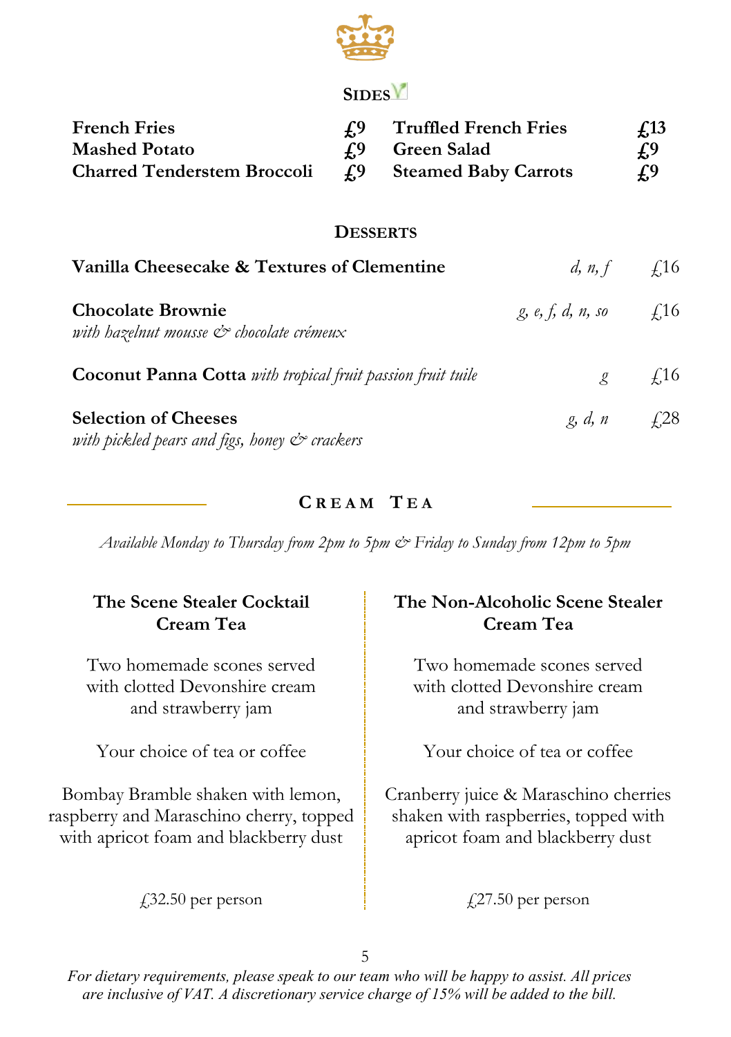## Sides

| | | | |
|---|---|---|---|
| **French Fries** | **£9** | **Truffled French Fries** | **£13** |
| **Mashed Potato** | **£9** | **Green Salad** | **£9** |
| **Charred Tenderstem Broccoli** | **£9** | **Steamed Baby Carrots** | **£9** |

## Desserts

**Vanilla Cheesecake & Textures of Clementine** *d, n, f* £16

**Chocolate Brownie** *g, e, f, d, n, so* £16
*with hazelnut mousse & chocolate crémeux*

**Coconut Panna Cotta** *with tropical fruit passion fruit tuile* *g* £16

**Selection of Cheeses** *g, d, n* £28
*with pickled pears and figs, honey & crackers*

## Cream Tea

*Available Monday to Thursday from 2pm to 5pm & Friday to Sunday from 12pm to 5pm*

### The Scene Stealer Cocktail Cream Tea

Two homemade scones served with clotted Devonshire cream and strawberry jam

Your choice of tea or coffee

Bombay Bramble shaken with lemon, raspberry and Maraschino cherry, topped with apricot foam and blackberry dust

£32.50 per person

### The Non-Alcoholic Scene Stealer Cream Tea

Two homemade scones served with clotted Devonshire cream and strawberry jam

Your choice of tea or coffee

Cranberry juice & Maraschino cherries shaken with raspberries, topped with apricot foam and blackberry dust

£27.50 per person

*For dietary requirements, please speak to our team who will be happy to assist. All prices are inclusive of VAT. A discretionary service charge of 15% will be added to the bill.*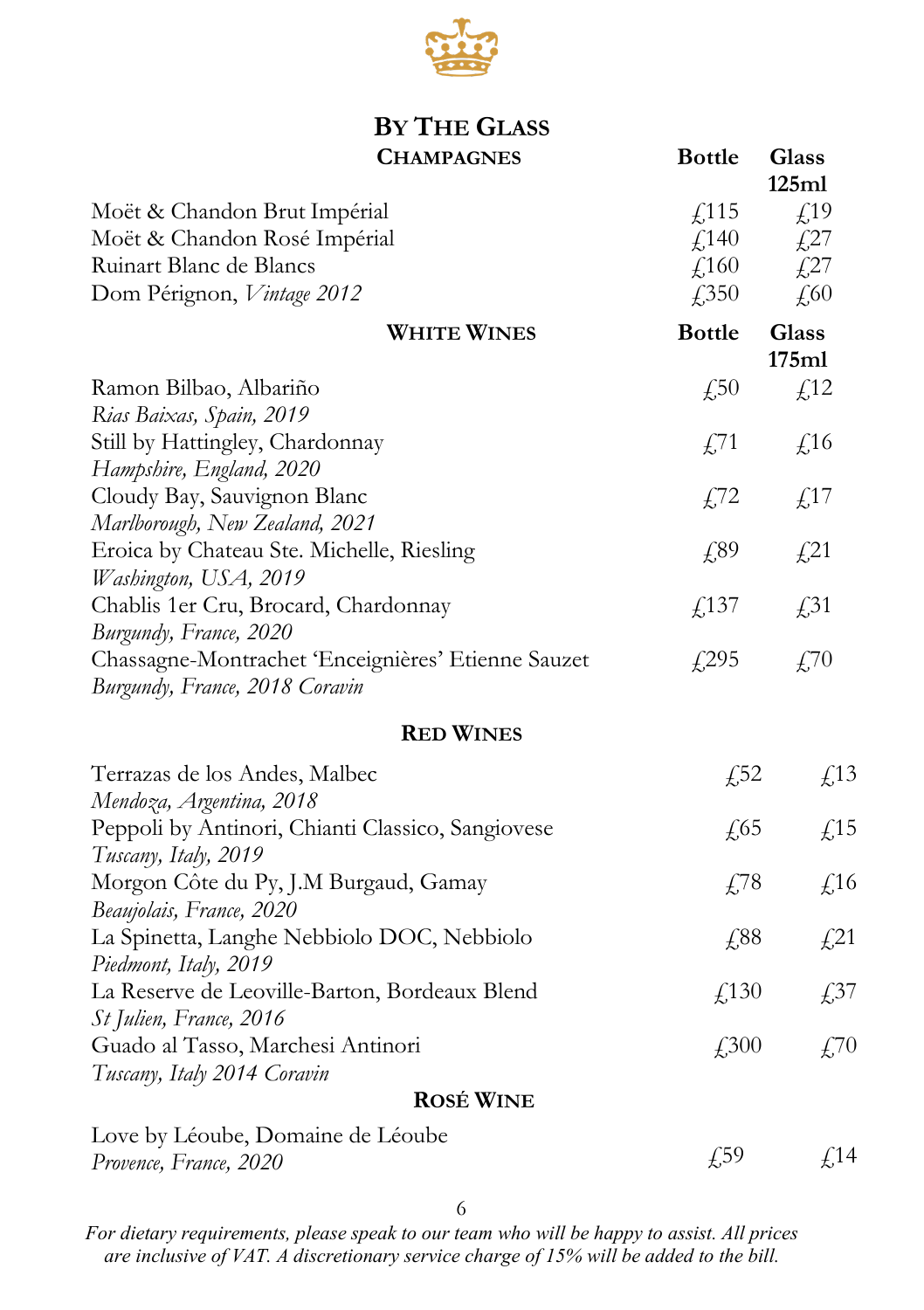# By The Glass

## Champagnes

| | Bottle | Glass 125ml |
|---|---|---|
| Moët & Chandon Brut Impérial | £115 | £19 |
| Moët & Chandon Rosé Impérial | £140 | £27 |
| Ruinart Blanc de Blancs | £160 | £27 |
| Dom Pérignon, *Vintage 2012* | £350 | £60 |

## White Wines

| | Bottle | Glass 175ml |
|---|---|---|
| Ramon Bilbao, Albariño<br>*Rias Baixas, Spain, 2019* | £50 | £12 |
| Still by Hattingley, Chardonnay<br>*Hampshire, England, 2020* | £71 | £16 |
| Cloudy Bay, Sauvignon Blanc<br>*Marlborough, New Zealand, 2021* | £72 | £17 |
| Eroica by Chateau Ste. Michelle, Riesling<br>*Washington, USA, 2019* | £89 | £21 |
| Chablis 1er Cru, Brocard, Chardonnay<br>*Burgundy, France, 2020* | £137 | £31 |
| Chassagne-Montrachet 'Enceignières' Etienne Sauzet<br>*Burgundy, France, 2018 Coravin* | £295 | £70 |

## Red Wines

| | Bottle | Glass |
|---|---|---|
| Terrazas de los Andes, Malbec<br>*Mendoza, Argentina, 2018* | £52 | £13 |
| Peppoli by Antinori, Chianti Classico, Sangiovese<br>*Tuscany, Italy, 2019* | £65 | £15 |
| Morgon Côte du Py, J.M Burgaud, Gamay<br>*Beaujolais, France, 2020* | £78 | £16 |
| La Spinetta, Langhe Nebbiolo DOC, Nebbiolo<br>*Piedmont, Italy, 2019* | £88 | £21 |
| La Reserve de Leoville-Barton, Bordeaux Blend<br>*St Julien, France, 2016* | £130 | £37 |
| Guado al Tasso, Marchesi Antinori<br>*Tuscany, Italy 2014 Coravin* | £300 | £70 |

## Rosé Wine

| | Bottle | Glass |
|---|---|---|
| Love by Léoube, Domaine de Léoube<br>*Provence, France, 2020* | £59 | £14 |

*For dietary requirements, please speak to our team who will be happy to assist. All prices are inclusive of VAT. A discretionary service charge of 15% will be added to the bill.*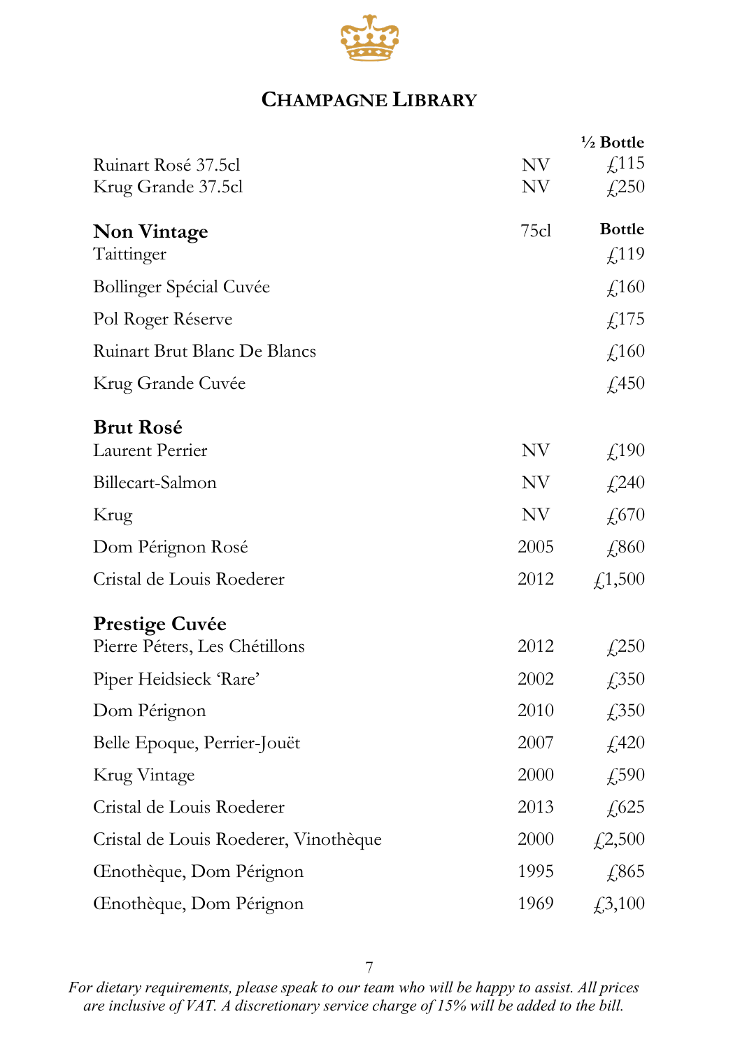## Champagne Library

| | | ½ Bottle |
|---|---|---|
| Ruinart Rosé 37.5cl | NV | £115 |
| Krug Grande 37.5cl | NV | £250 |

| **Non Vintage** | 75cl | **Bottle** |
|---|---|---|
| Taittinger | | £119 |
| Bollinger Spécial Cuvée | | £160 |
| Pol Roger Réserve | | £175 |
| Ruinart Brut Blanc De Blancs | | £160 |
| Krug Grande Cuvée | | £450 |

| **Brut Rosé** | | |
|---|---|---|
| Laurent Perrier | NV | £190 |
| Billecart-Salmon | NV | £240 |
| Krug | NV | £670 |
| Dom Pérignon Rosé | 2005 | £860 |
| Cristal de Louis Roederer | 2012 | £1,500 |

| **Prestige Cuvée** | | |
|---|---|---|
| Pierre Péters, Les Chétillons | 2012 | £250 |
| Piper Heidsieck 'Rare' | 2002 | £350 |
| Dom Pérignon | 2010 | £350 |
| Belle Epoque, Perrier-Jouët | 2007 | £420 |
| Krug Vintage | 2000 | £590 |
| Cristal de Louis Roederer | 2013 | £625 |
| Cristal de Louis Roederer, Vinothèque | 2000 | £2,500 |
| Œnothèque, Dom Pérignon | 1995 | £865 |
| Œnothèque, Dom Pérignon | 1969 | £3,100 |

*For dietary requirements, please speak to our team who will be happy to assist. All prices are inclusive of VAT. A discretionary service charge of 15% will be added to the bill.*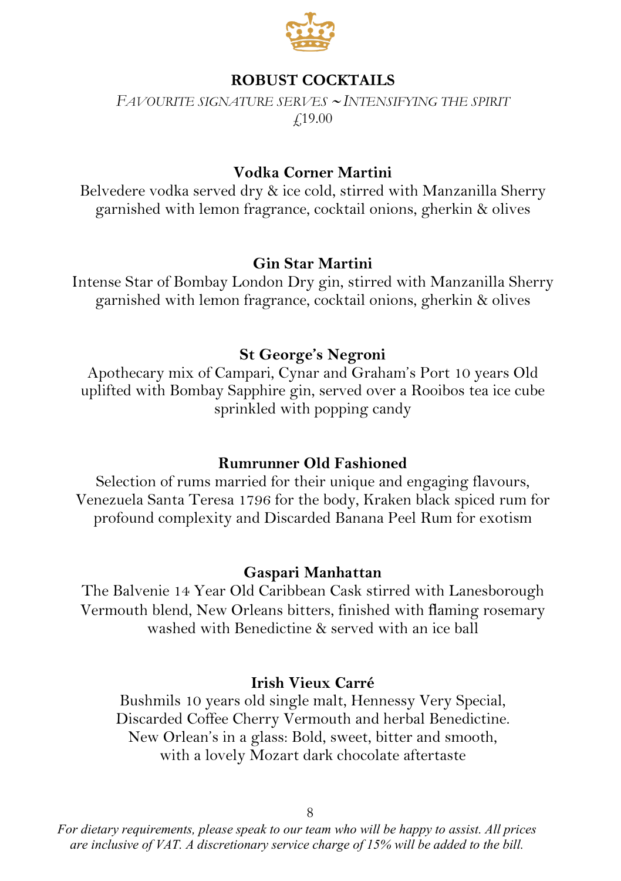## ROBUST COCKTAILS

*Favourite signature serves ~ Intensifying the spirit*

£19.00

**Vodka Corner Martini**

Belvedere vodka served dry & ice cold, stirred with Manzanilla Sherry garnished with lemon fragrance, cocktail onions, gherkin & olives

**Gin Star Martini**

Intense Star of Bombay London Dry gin, stirred with Manzanilla Sherry garnished with lemon fragrance, cocktail onions, gherkin & olives

**St George's Negroni**

Apothecary mix of Campari, Cynar and Graham's Port 10 years Old uplifted with Bombay Sapphire gin, served over a Rooibos tea ice cube sprinkled with popping candy

**Rumrunner Old Fashioned**

Selection of rums married for their unique and engaging flavours, Venezuela Santa Teresa 1796 for the body, Kraken black spiced rum for profound complexity and Discarded Banana Peel Rum for exotism

**Gaspari Manhattan**

The Balvenie 14 Year Old Caribbean Cask stirred with Lanesborough Vermouth blend, New Orleans bitters, finished with flaming rosemary washed with Benedictine & served with an ice ball

**Irish Vieux Carré**

Bushmils 10 years old single malt, Hennessy Very Special, Discarded Coffee Cherry Vermouth and herbal Benedictine. New Orlean's in a glass: Bold, sweet, bitter and smooth, with a lovely Mozart dark chocolate aftertaste

*For dietary requirements, please speak to our team who will be happy to assist. All prices are inclusive of VAT. A discretionary service charge of 15% will be added to the bill.*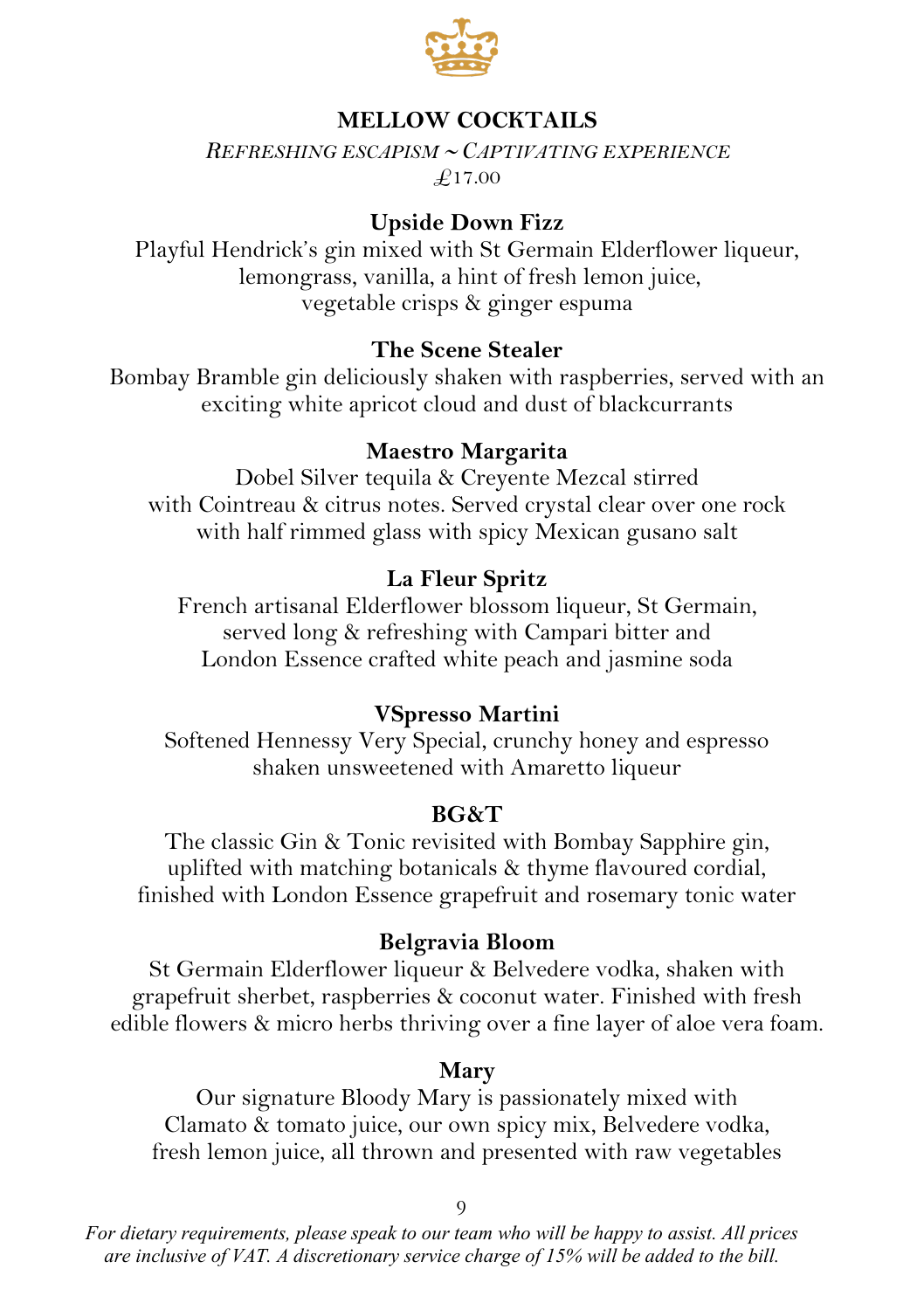## MELLOW COCKTAILS

*Refreshing escapism ~ Captivating experience*

£17.00

### Upside Down Fizz

Playful Hendrick's gin mixed with St Germain Elderflower liqueur, lemongrass, vanilla, a hint of fresh lemon juice, vegetable crisps & ginger espuma

### The Scene Stealer

Bombay Bramble gin deliciously shaken with raspberries, served with an exciting white apricot cloud and dust of blackcurrants

### Maestro Margarita

Dobel Silver tequila & Creyente Mezcal stirred with Cointreau & citrus notes. Served crystal clear over one rock with half rimmed glass with spicy Mexican gusano salt

### La Fleur Spritz

French artisanal Elderflower blossom liqueur, St Germain, served long & refreshing with Campari bitter and London Essence crafted white peach and jasmine soda

### VSpresso Martini

Softened Hennessy Very Special, crunchy honey and espresso shaken unsweetened with Amaretto liqueur

### BG&T

The classic Gin & Tonic revisited with Bombay Sapphire gin, uplifted with matching botanicals & thyme flavoured cordial, finished with London Essence grapefruit and rosemary tonic water

### Belgravia Bloom

St Germain Elderflower liqueur & Belvedere vodka, shaken with grapefruit sherbet, raspberries & coconut water. Finished with fresh edible flowers & micro herbs thriving over a fine layer of aloe vera foam.

### Mary

Our signature Bloody Mary is passionately mixed with Clamato & tomato juice, our own spicy mix, Belvedere vodka, fresh lemon juice, all thrown and presented with raw vegetables

*For dietary requirements, please speak to our team who will be happy to assist. All prices are inclusive of VAT. A discretionary service charge of 15% will be added to the bill.*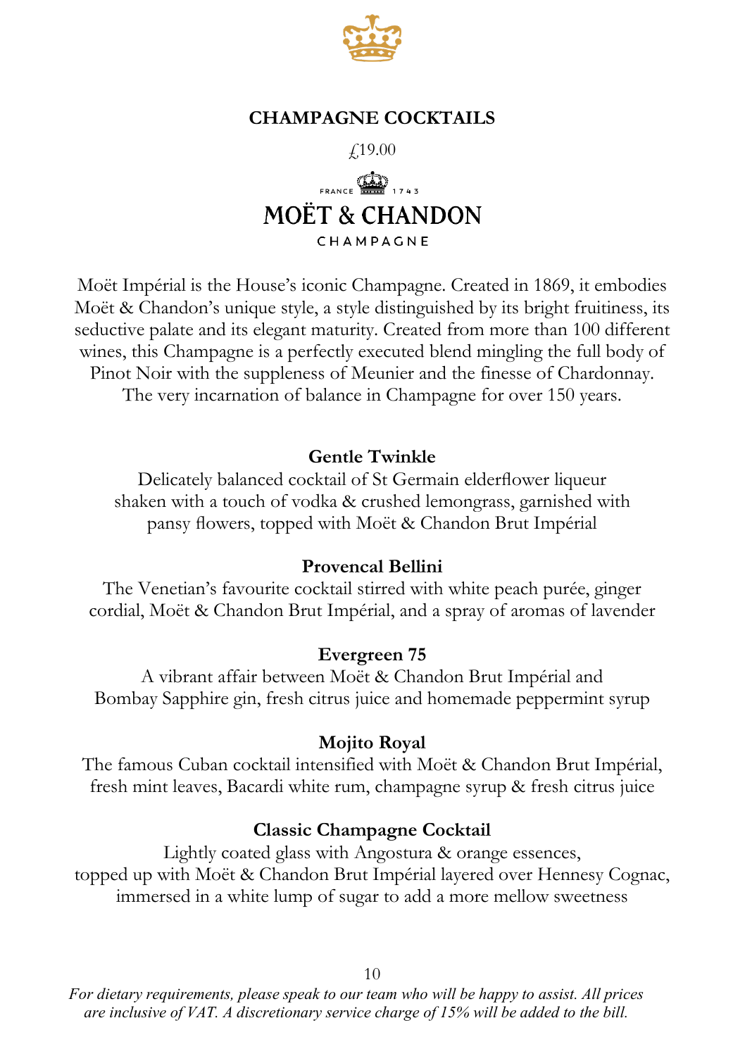## CHAMPAGNE COCKTAILS

£19.00

FRANCE 1743

MOËT & CHANDON

CHAMPAGNE

Moët Impérial is the House's iconic Champagne. Created in 1869, it embodies Moët & Chandon's unique style, a style distinguished by its bright fruitiness, its seductive palate and its elegant maturity. Created from more than 100 different wines, this Champagne is a perfectly executed blend mingling the full body of Pinot Noir with the suppleness of Meunier and the finesse of Chardonnay. The very incarnation of balance in Champagne for over 150 years.

**Gentle Twinkle**

Delicately balanced cocktail of St Germain elderflower liqueur shaken with a touch of vodka & crushed lemongrass, garnished with pansy flowers, topped with Moët & Chandon Brut Impérial

**Provencal Bellini**

The Venetian's favourite cocktail stirred with white peach purée, ginger cordial, Moët & Chandon Brut Impérial, and a spray of aromas of lavender

**Evergreen 75**

A vibrant affair between Moët & Chandon Brut Impérial and Bombay Sapphire gin, fresh citrus juice and homemade peppermint syrup

**Mojito Royal**

The famous Cuban cocktail intensified with Moët & Chandon Brut Impérial, fresh mint leaves, Bacardi white rum, champagne syrup & fresh citrus juice

**Classic Champagne Cocktail**

Lightly coated glass with Angostura & orange essences, topped up with Moët & Chandon Brut Impérial layered over Hennesy Cognac, immersed in a white lump of sugar to add a more mellow sweetness

*For dietary requirements, please speak to our team who will be happy to assist. All prices are inclusive of VAT. A discretionary service charge of 15% will be added to the bill.*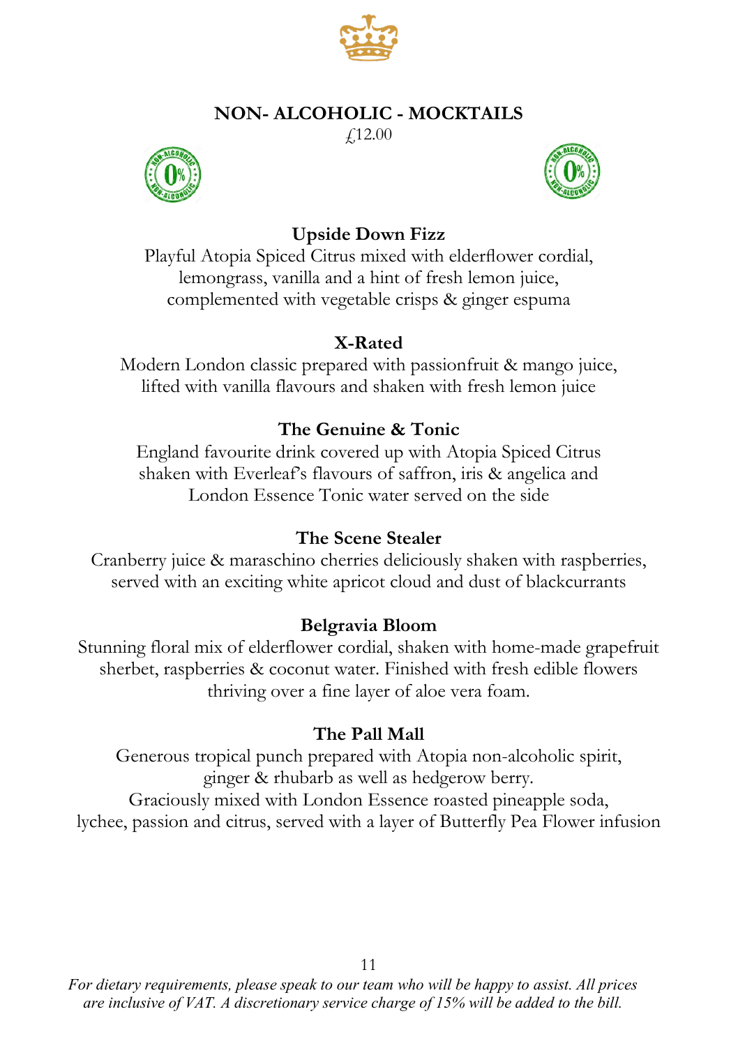## NON- ALCOHOLIC - MOCKTAILS

£12.00

### Upside Down Fizz

Playful Atopia Spiced Citrus mixed with elderflower cordial, lemongrass, vanilla and a hint of fresh lemon juice, complemented with vegetable crisps & ginger espuma

### X-Rated

Modern London classic prepared with passionfruit & mango juice, lifted with vanilla flavours and shaken with fresh lemon juice

### The Genuine & Tonic

England favourite drink covered up with Atopia Spiced Citrus shaken with Everleaf's flavours of saffron, iris & angelica and London Essence Tonic water served on the side

### The Scene Stealer

Cranberry juice & maraschino cherries deliciously shaken with raspberries, served with an exciting white apricot cloud and dust of blackcurrants

### Belgravia Bloom

Stunning floral mix of elderflower cordial, shaken with home-made grapefruit sherbet, raspberries & coconut water. Finished with fresh edible flowers thriving over a fine layer of aloe vera foam.

### The Pall Mall

Generous tropical punch prepared with Atopia non-alcoholic spirit, ginger & rhubarb as well as hedgerow berry.
Graciously mixed with London Essence roasted pineapple soda, lychee, passion and citrus, served with a layer of Butterfly Pea Flower infusion

*For dietary requirements, please speak to our team who will be happy to assist. All prices are inclusive of VAT. A discretionary service charge of 15% will be added to the bill.*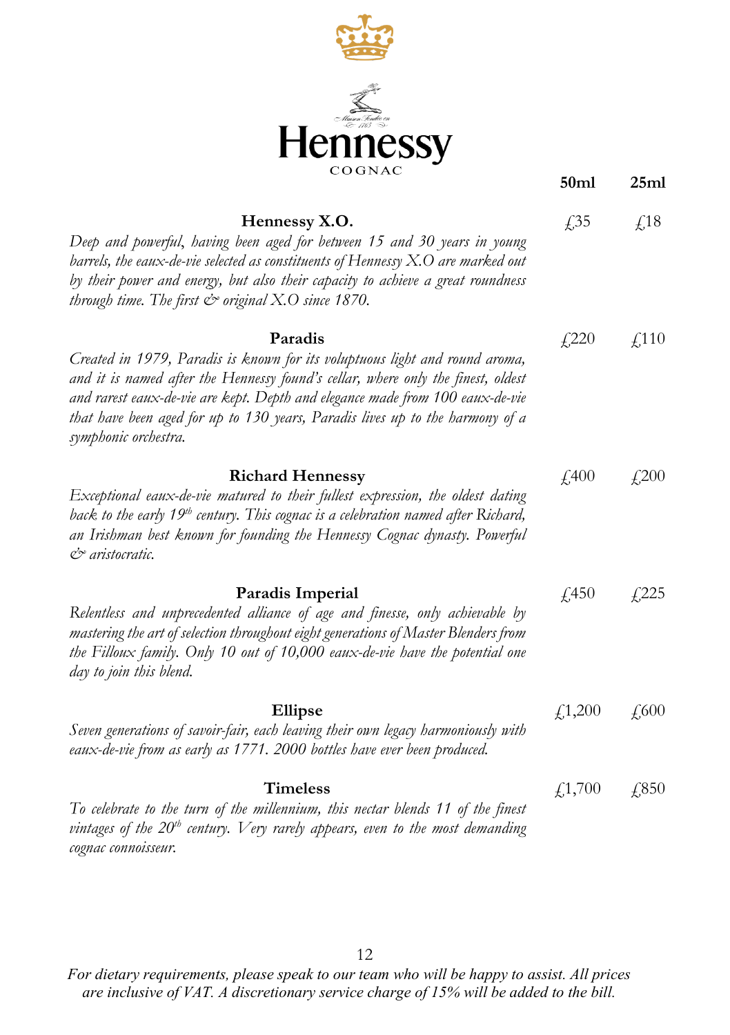# Hennessy

COGNAC

| | 50ml | 25ml |
|---|---|---|
| **Hennessy X.O.**<br>*Deep and powerful, having been aged for between 15 and 30 years in young barrels, the eaux-de-vie selected as constituents of Hennessy X.O are marked out by their power and energy, but also their capacity to achieve a great roundness through time. The first & original X.O since 1870.* | £35 | £18 |
| **Paradis**<br>*Created in 1979, Paradis is known for its voluptuous light and round aroma, and it is named after the Hennessy found's cellar, where only the finest, oldest and rarest eaux-de-vie are kept. Depth and elegance made from 100 eaux-de-vie that have been aged for up to 130 years, Paradis lives up to the harmony of a symphonic orchestra.* | £220 | £110 |
| **Richard Hennessy**<br>*Exceptional eaux-de-vie matured to their fullest expression, the oldest dating back to the early 19th century. This cognac is a celebration named after Richard, an Irishman best known for founding the Hennessy Cognac dynasty. Powerful & aristocratic.* | £400 | £200 |
| **Paradis Imperial**<br>*Relentless and unprecedented alliance of age and finesse, only achievable by mastering the art of selection throughout eight generations of Master Blenders from the Fillioux family. Only 10 out of 10,000 eaux-de-vie have the potential one day to join this blend.* | £450 | £225 |
| **Ellipse**<br>*Seven generations of savoir-fair, each leaving their own legacy harmoniously with eaux-de-vie from as early as 1771. 2000 bottles have ever been produced.* | £1,200 | £600 |
| **Timeless**<br>*To celebrate to the turn of the millennium, this nectar blends 11 of the finest vintages of the 20th century. Very rarely appears, even to the most demanding cognac connoisseur.* | £1,700 | £850 |

*For dietary requirements, please speak to our team who will be happy to assist. All prices are inclusive of VAT. A discretionary service charge of 15% will be added to the bill.*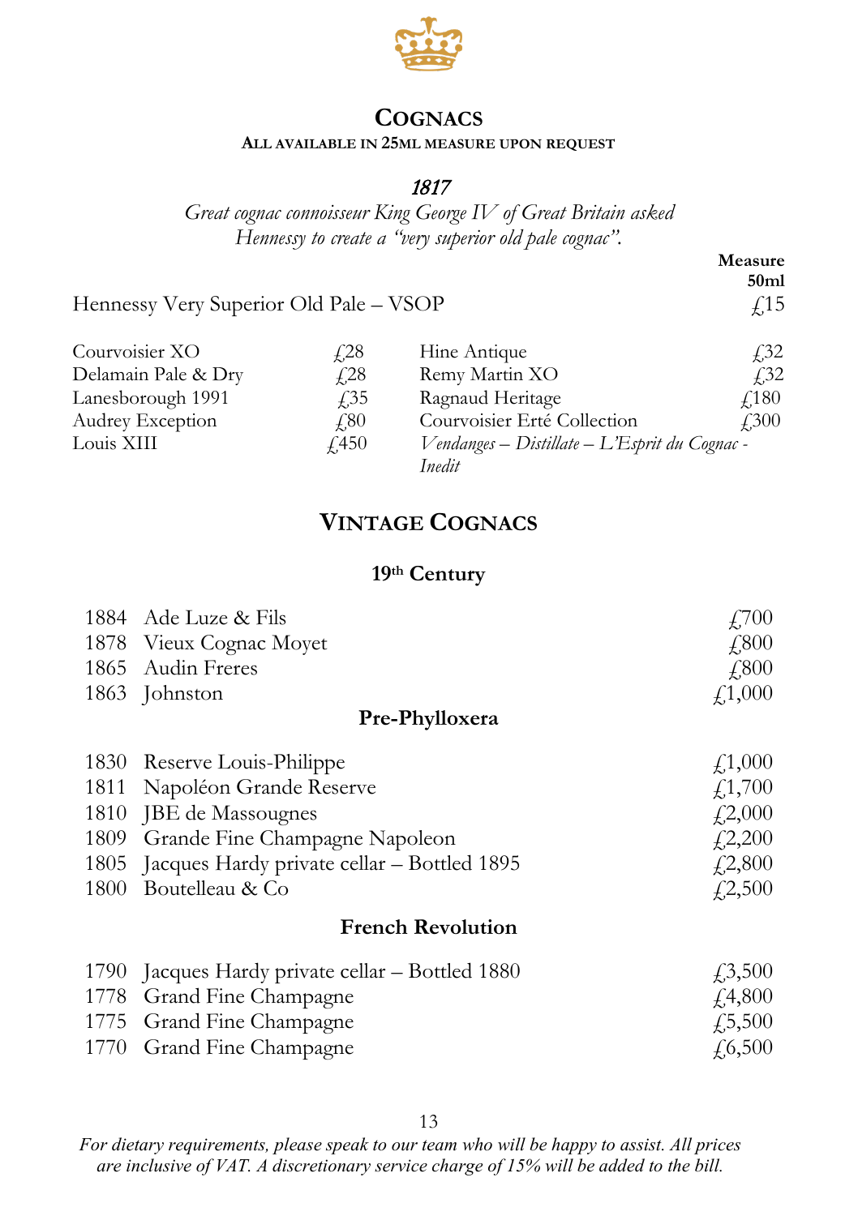## COGNACS

**ALL AVAILABLE IN 25ML MEASURE UPON REQUEST**

*1817*

*Great cognac connoisseur King George IV of Great Britain asked Hennessy to create a "very superior old pale cognac".*

| | Measure 50ml |
|---|---|
| Hennessy Very Superior Old Pale – VSOP | £15 |

| | | | |
|---|---|---|---|
| Courvoisier XO | £28 | Hine Antique | £32 |
| Delamain Pale & Dry | £28 | Remy Martin XO | £32 |
| Lanesborough 1991 | £35 | Ragnaud Heritage | £180 |
| Audrey Exception | £80 | Courvoisier Erté Collection *Vendanges – Distillate – L'Esprit du Cognac - Inedit* | £300 |
| Louis XIII | £450 | | |

## VINTAGE COGNACS

### 19th Century

| | | |
|---|---|---|
| 1884 | Ade Luze & Fils | £700 |
| 1878 | Vieux Cognac Moyet | £800 |
| 1865 | Audin Freres | £800 |
| 1863 | Johnston | £1,000 |

### Pre-Phylloxera

| | | |
|---|---|---|
| 1830 | Reserve Louis-Philippe | £1,000 |
| 1811 | Napoléon Grande Reserve | £1,700 |
| 1810 | JBE de Massougnes | £2,000 |
| 1809 | Grande Fine Champagne Napoleon | £2,200 |
| 1805 | Jacques Hardy private cellar – Bottled 1895 | £2,800 |
| 1800 | Boutelleau & Co | £2,500 |

### French Revolution

| | | |
|---|---|---|
| 1790 | Jacques Hardy private cellar – Bottled 1880 | £3,500 |
| 1778 | Grand Fine Champagne | £4,800 |
| 1775 | Grand Fine Champagne | £5,500 |
| 1770 | Grand Fine Champagne | £6,500 |

*For dietary requirements, please speak to our team who will be happy to assist. All prices are inclusive of VAT. A discretionary service charge of 15% will be added to the bill.*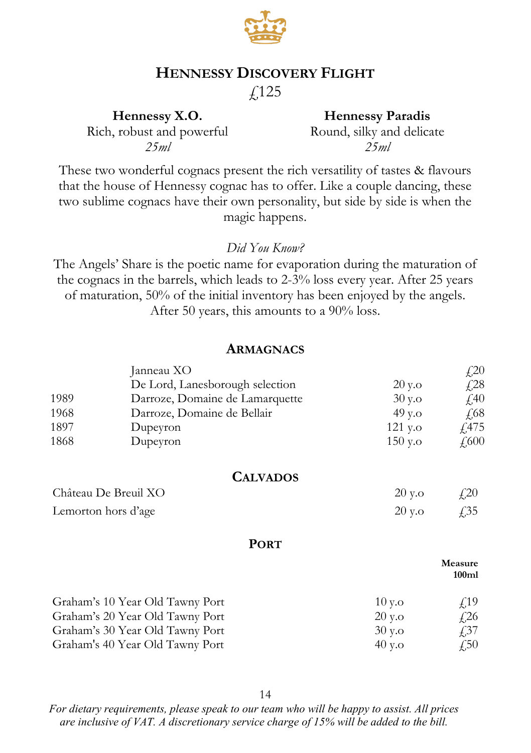## HENNESSY DISCOVERY FLIGHT

£125

**Hennessy X.O.**
Rich, robust and powerful
*25ml*

**Hennessy Paradis**
Round, silky and delicate
*25ml*

These two wonderful cognacs present the rich versatility of tastes & flavours that the house of Hennessy cognac has to offer. Like a couple dancing, these two sublime cognacs have their own personality, but side by side is when the magic happens.

*Did You Know?*

The Angels' Share is the poetic name for evaporation during the maturation of the cognacs in the barrels, which leads to 2-3% loss every year. After 25 years of maturation, 50% of the initial inventory has been enjoyed by the angels. After 50 years, this amounts to a 90% loss.

## ARMAGNACS

| | | | |
|---|---|---|---|
| | Janneau XO | | £20 |
| | De Lord, Lanesborough selection | 20 y.o | £28 |
| 1989 | Darroze, Domaine de Lamarquette | 30 y.o | £40 |
| 1968 | Darroze, Domaine de Bellair | 49 y.o | £68 |
| 1897 | Dupeyron | 121 y.o | £475 |
| 1868 | Dupeyron | 150 y.o | £600 |

## CALVADOS

| | | |
|---|---|---|
| Château De Breuil XO | 20 y.o | £20 |
| Lemorton hors d'age | 20 y.o | £35 |

## PORT

| | | Measure 100ml |
|---|---|---|
| Graham's 10 Year Old Tawny Port | 10 y.o | £19 |
| Graham's 20 Year Old Tawny Port | 20 y.o | £26 |
| Graham's 30 Year Old Tawny Port | 30 y.o | £37 |
| Graham's 40 Year Old Tawny Port | 40 y.o | £50 |

*For dietary requirements, please speak to our team who will be happy to assist. All prices are inclusive of VAT. A discretionary service charge of 15% will be added to the bill.*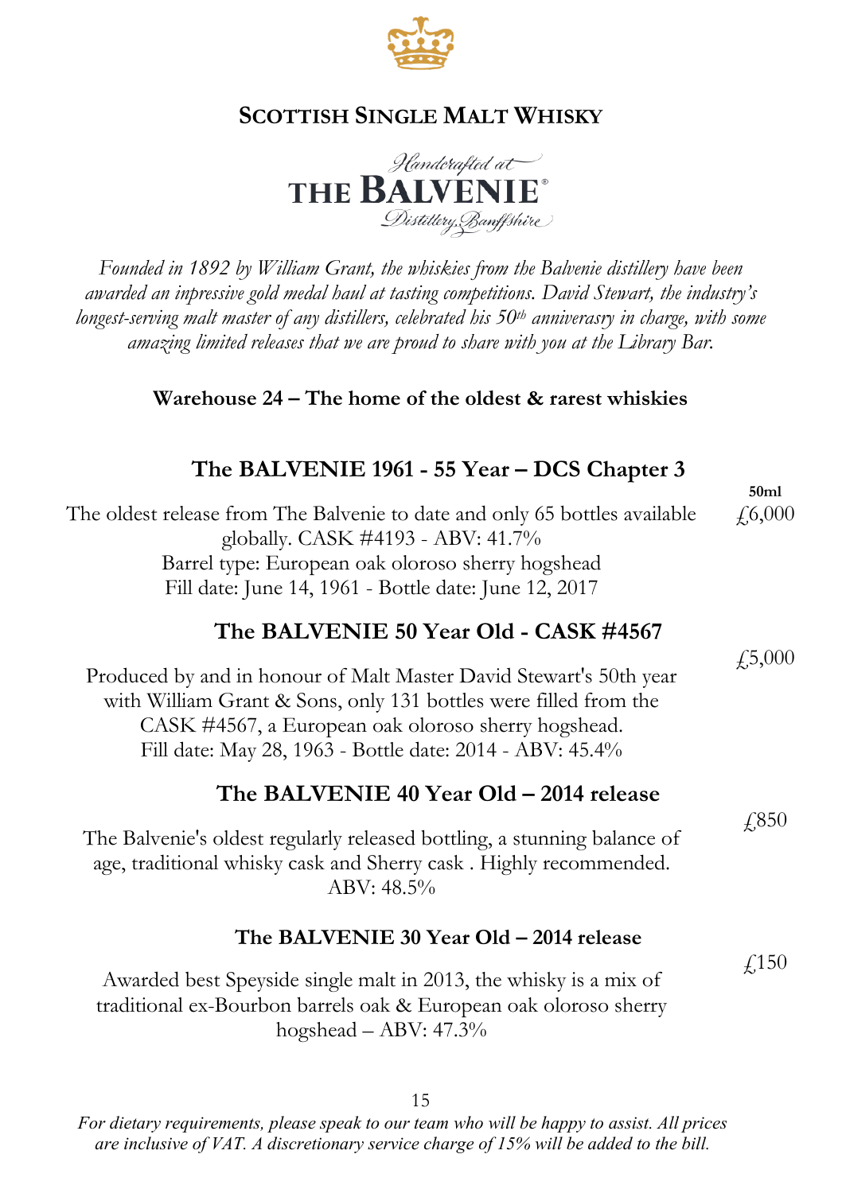# SCOTTISH SINGLE MALT WHISKY

Handcrafted at
**THE BALVENIE®**
Distillery, Banffshire

*Founded in 1892 by William Grant, the whiskies from the Balvenie distillery have been awarded an impressive gold medal haul at tasting competitions. David Stewart, the industry's longest-serving malt master of any distillers, celebrated his 50th anniverasry in charge, with some amazing limited releases that we are proud to share with you at the Library Bar.*

**Warehouse 24 – The home of the oldest & rarest whiskies**

## The BALVENIE 1961 - 55 Year – DCS Chapter 3

**50ml**

The oldest release from The Balvenie to date and only 65 bottles available globally. CASK #4193 - ABV: 41.7%
Barrel type: European oak oloroso sherry hogshead
Fill date: June 14, 1961 - Bottle date: June 12, 2017 — £6,000

## The BALVENIE 50 Year Old - CASK #4567

Produced by and in honour of Malt Master David Stewart's 50th year with William Grant & Sons, only 131 bottles were filled from the CASK #4567, a European oak oloroso sherry hogshead.
Fill date: May 28, 1963 - Bottle date: 2014 - ABV: 45.4% — £5,000

## The BALVENIE 40 Year Old – 2014 release

The Balvenie's oldest regularly released bottling, a stunning balance of age, traditional whisky cask and Sherry cask . Highly recommended.
ABV: 48.5% — £850

## The BALVENIE 30 Year Old – 2014 release

Awarded best Speyside single malt in 2013, the whisky is a mix of traditional ex-Bourbon barrels oak & European oak oloroso sherry hogshead – ABV: 47.3% — £150

*For dietary requirements, please speak to our team who will be happy to assist. All prices are inclusive of VAT. A discretionary service charge of 15% will be added to the bill.*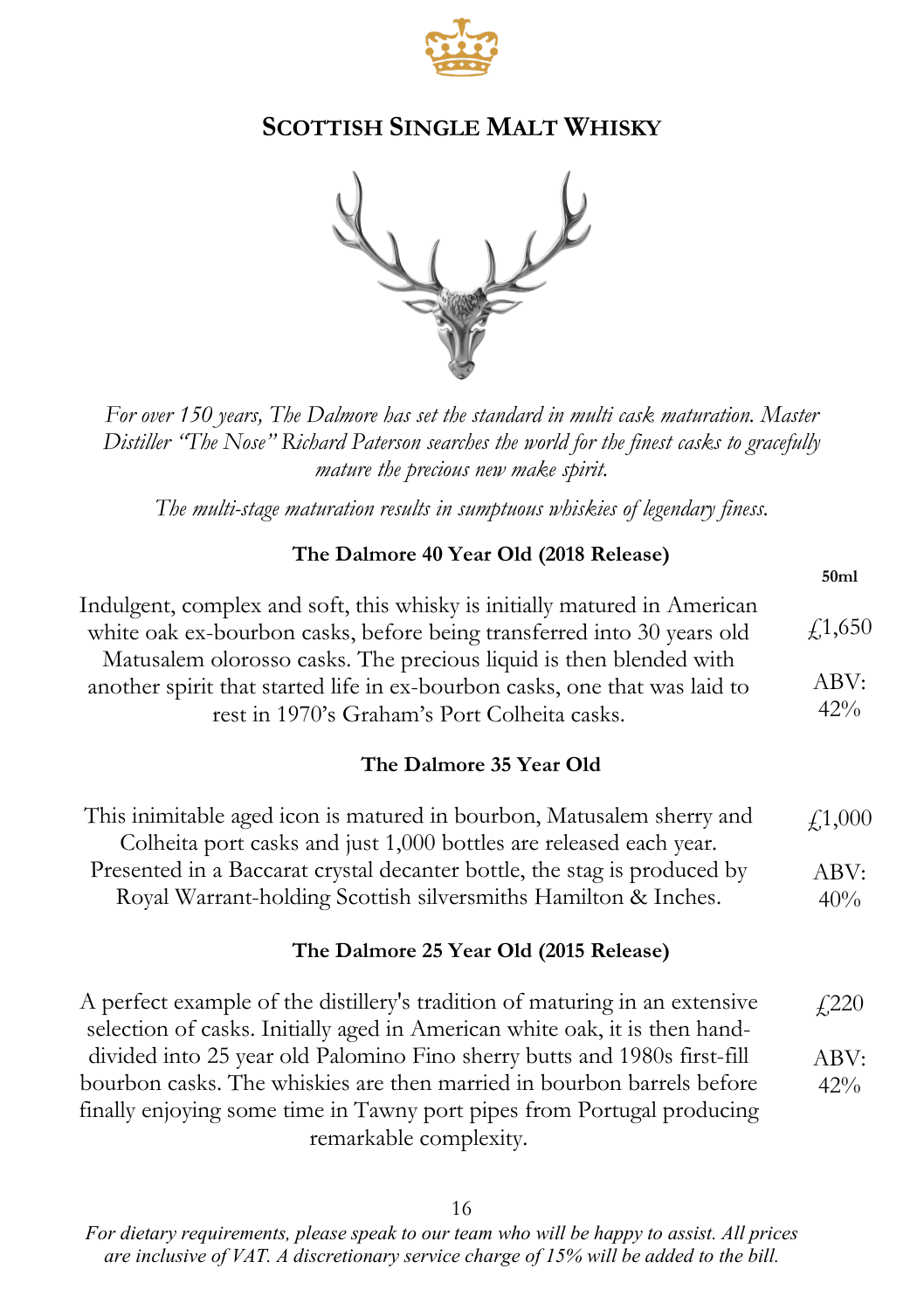## Scottish Single Malt Whisky

*For over 150 years, The Dalmore has set the standard in multi cask maturation. Master Distiller "The Nose" Richard Paterson searches the world for the finest casks to gracefully mature the precious new make spirit.*

*The multi-stage maturation results in sumptuous whiskies of legendary finess.*

### The Dalmore 40 Year Old (2018 Release)

**50ml**

Indulgent, complex and soft, this whisky is initially matured in American white oak ex-bourbon casks, before being transferred into 30 years old Matusalem olorosso casks. The precious liquid is then blended with another spirit that started life in ex-bourbon casks, one that was laid to rest in 1970's Graham's Port Colheita casks.

£1,650

ABV: 42%

### The Dalmore 35 Year Old

This inimitable aged icon is matured in bourbon, Matusalem sherry and Colheita port casks and just 1,000 bottles are released each year. Presented in a Baccarat crystal decanter bottle, the stag is produced by Royal Warrant-holding Scottish silversmiths Hamilton & Inches.

£1,000

ABV: 40%

### The Dalmore 25 Year Old (2015 Release)

A perfect example of the distillery's tradition of maturing in an extensive selection of casks. Initially aged in American white oak, it is then hand-divided into 25 year old Palomino Fino sherry butts and 1980s first-fill bourbon casks. The whiskies are then married in bourbon barrels before finally enjoying some time in Tawny port pipes from Portugal producing remarkable complexity.

£220

ABV: 42%

*For dietary requirements, please speak to our team who will be happy to assist. All prices are inclusive of VAT. A discretionary service charge of 15% will be added to the bill.*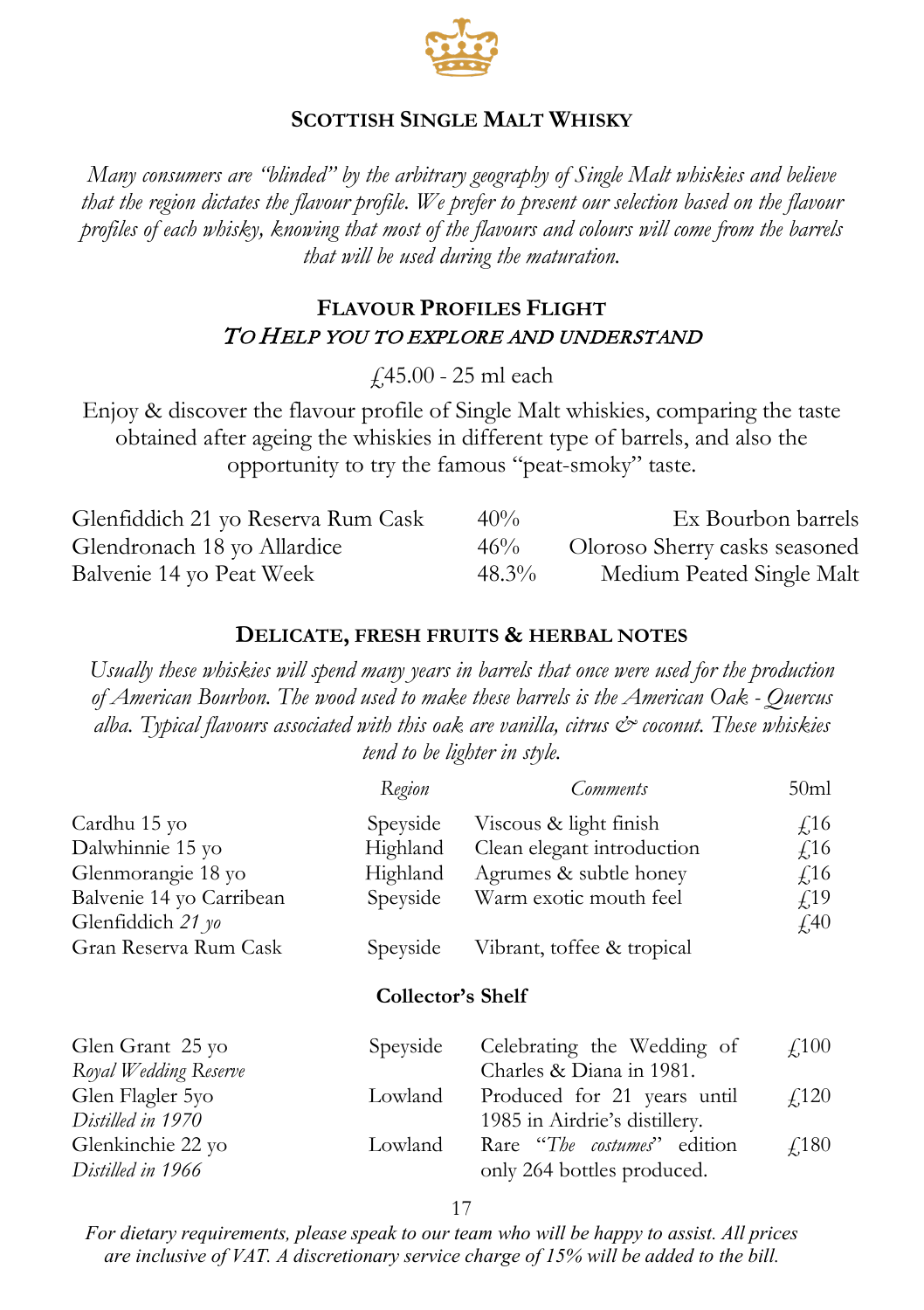## SCOTTISH SINGLE MALT WHISKY

*Many consumers are "blinded" by the arbitrary geography of Single Malt whiskies and believe that the region dictates the flavour profile. We prefer to present our selection based on the flavour profiles of each whisky, knowing that most of the flavours and colours will come from the barrels that will be used during the maturation.*

### FLAVOUR PROFILES FLIGHT
### *TO HELP YOU TO EXPLORE AND UNDERSTAND*

£45.00 - 25 ml each

Enjoy & discover the flavour profile of Single Malt whiskies, comparing the taste obtained after ageing the whiskies in different type of barrels, and also the opportunity to try the famous "peat-smoky" taste.

| | | |
|---|---|---|
| Glenfiddich 21 yo Reserva Rum Cask | 40% | Ex Bourbon barrels |
| Glendronach 18 yo Allardice | 46% | Oloroso Sherry casks seasoned |
| Balvenie 14 yo Peat Week | 48.3% | Medium Peated Single Malt |

### DELICATE, FRESH FRUITS & HERBAL NOTES

*Usually these whiskies will spend many years in barrels that once were used for the production of American Bourbon. The wood used to make these barrels is the American Oak - Quercus alba. Typical flavours associated with this oak are vanilla, citrus & coconut. These whiskies tend to be lighter in style.*

| | *Region* | *Comments* | 50ml |
|---|---|---|---|
| Cardhu 15 yo | Speyside | Viscous & light finish | £16 |
| Dalwhinnie 15 yo | Highland | Clean elegant introduction | £16 |
| Glenmorangie 18 yo | Highland | Agrumes & subtle honey | £16 |
| Balvenie 14 yo Carribean | Speyside | Warm exotic mouth feel | £19 |
| Glenfiddich *21 yo* Gran Reserva Rum Cask | Speyside | Vibrant, toffee & tropical | £40 |

**Collector's Shelf**

| | | | |
|---|---|---|---|
| Glen Grant 25 yo *Royal Wedding Reserve* | Speyside | Celebrating the Wedding of Charles & Diana in 1981. | £100 |
| Glen Flagler 5yo *Distilled in 1970* | Lowland | Produced for 21 years until 1985 in Airdrie's distillery. | £120 |
| Glenkinchie 22 yo *Distilled in 1966* | Lowland | Rare "*The costumes*" edition only 264 bottles produced. | £180 |

*For dietary requirements, please speak to our team who will be happy to assist. All prices are inclusive of VAT. A discretionary service charge of 15% will be added to the bill.*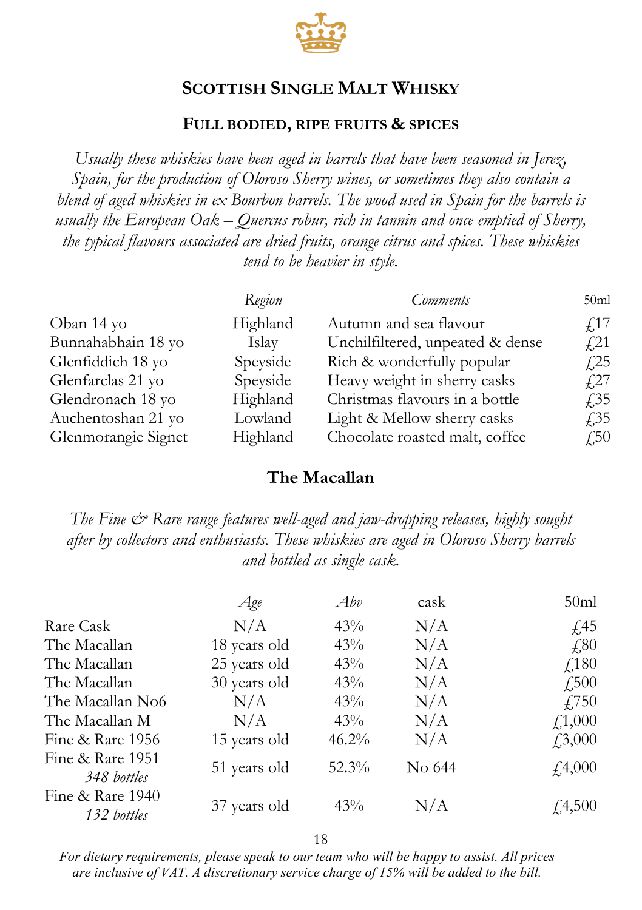## Scottish Single Malt Whisky

### Full bodied, ripe fruits & spices

*Usually these whiskies have been aged in barrels that have been seasoned in Jerez, Spain, for the production of Oloroso Sherry wines, or sometimes they also contain a blend of aged whiskies in ex Bourbon barrels. The wood used in Spain for the barrels is usually the European Oak – Quercus robur, rich in tannin and once emptied of Sherry, the typical flavours associated are dried fruits, orange citrus and spices. These whiskies tend to be heavier in style.*

| | *Region* | *Comments* | 50ml |
|---|---|---|---|
| Oban 14 yo | Highland | Autumn and sea flavour | £17 |
| Bunnahabhain 18 yo | Islay | Unchilfiltered, unpeated & dense | £21 |
| Glenfiddich 18 yo | Speyside | Rich & wonderfully popular | £25 |
| Glenfarclas 21 yo | Speyside | Heavy weight in sherry casks | £27 |
| Glendronach 18 yo | Highland | Christmas flavours in a bottle | £35 |
| Auchentoshan 21 yo | Lowland | Light & Mellow sherry casks | £35 |
| Glenmorangie Signet | Highland | Chocolate roasted malt, coffee | £50 |

### The Macallan

*The Fine & Rare range features well-aged and jaw-dropping releases, highly sought after by collectors and enthusiasts. These whiskies are aged in Oloroso Sherry barrels and bottled as single cask.*

| | *Age* | *Abv* | cask | 50ml |
|---|---|---|---|---|
| Rare Cask | N/A | 43% | N/A | £45 |
| The Macallan | 18 years old | 43% | N/A | £80 |
| The Macallan | 25 years old | 43% | N/A | £180 |
| The Macallan | 30 years old | 43% | N/A | £500 |
| The Macallan No6 | N/A | 43% | N/A | £750 |
| The Macallan M | N/A | 43% | N/A | £1,000 |
| Fine & Rare 1956 | 15 years old | 46.2% | N/A | £3,000 |
| Fine & Rare 1951 *348 bottles* | 51 years old | 52.3% | No 644 | £4,000 |
| Fine & Rare 1940 *132 bottles* | 37 years old | 43% | N/A | £4,500 |

*For dietary requirements, please speak to our team who will be happy to assist. All prices are inclusive of VAT. A discretionary service charge of 15% will be added to the bill.*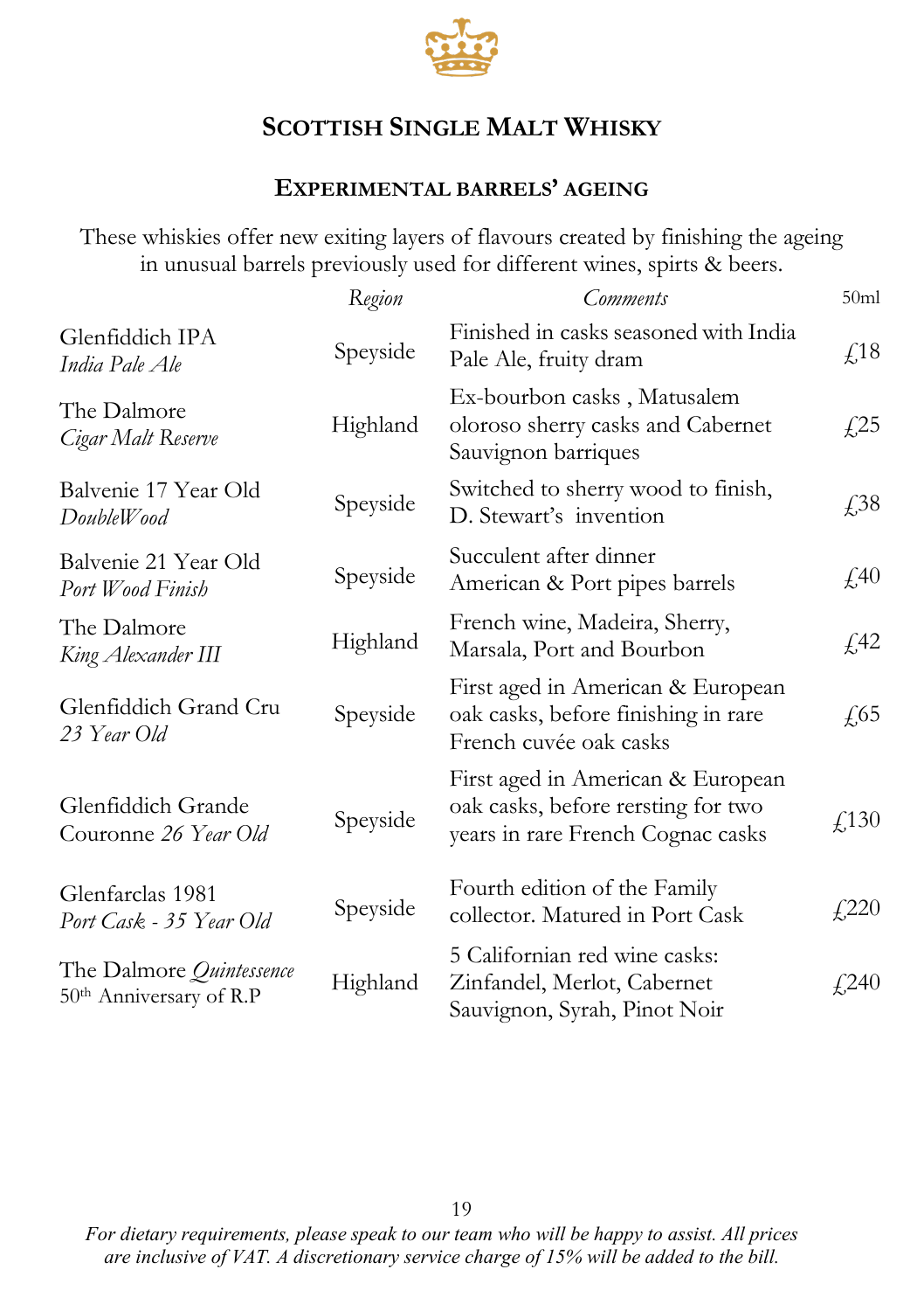## Scottish Single Malt Whisky

### Experimental barrels' ageing

These whiskies offer new exiting layers of flavours created by finishing the ageing in unusual barrels previously used for different wines, spirts & beers.

| | *Region* | *Comments* | 50ml |
|---|---|---|---|
| Glenfiddich IPA *India Pale Ale* | Speyside | Finished in casks seasoned with India Pale Ale, fruity dram | £18 |
| The Dalmore *Cigar Malt Reserve* | Highland | Ex-bourbon casks , Matusalem oloroso sherry casks and Cabernet Sauvignon barriques | £25 |
| Balvenie 17 Year Old *DoubleWood* | Speyside | Switched to sherry wood to finish, D. Stewart's invention | £38 |
| Balvenie 21 Year Old *Port Wood Finish* | Speyside | Succulent after dinner American & Port pipes barrels | £40 |
| The Dalmore *King Alexander III* | Highland | French wine, Madeira, Sherry, Marsala, Port and Bourbon | £42 |
| Glenfiddich Grand Cru *23 Year Old* | Speyside | First aged in American & European oak casks, before finishing in rare French cuvée oak casks | £65 |
| Glenfiddich Grande Couronne *26 Year Old* | Speyside | First aged in American & European oak casks, before rersting for two years in rare French Cognac casks | £130 |
| Glenfarclas 1981 *Port Cask - 35 Year Old* | Speyside | Fourth edition of the Family collector. Matured in Port Cask | £220 |
| The Dalmore *Quintessence* 50th Anniversary of R.P | Highland | 5 Californian red wine casks: Zinfandel, Merlot, Cabernet Sauvignon, Syrah, Pinot Noir | £240 |

*For dietary requirements, please speak to our team who will be happy to assist. All prices are inclusive of VAT. A discretionary service charge of 15% will be added to the bill.*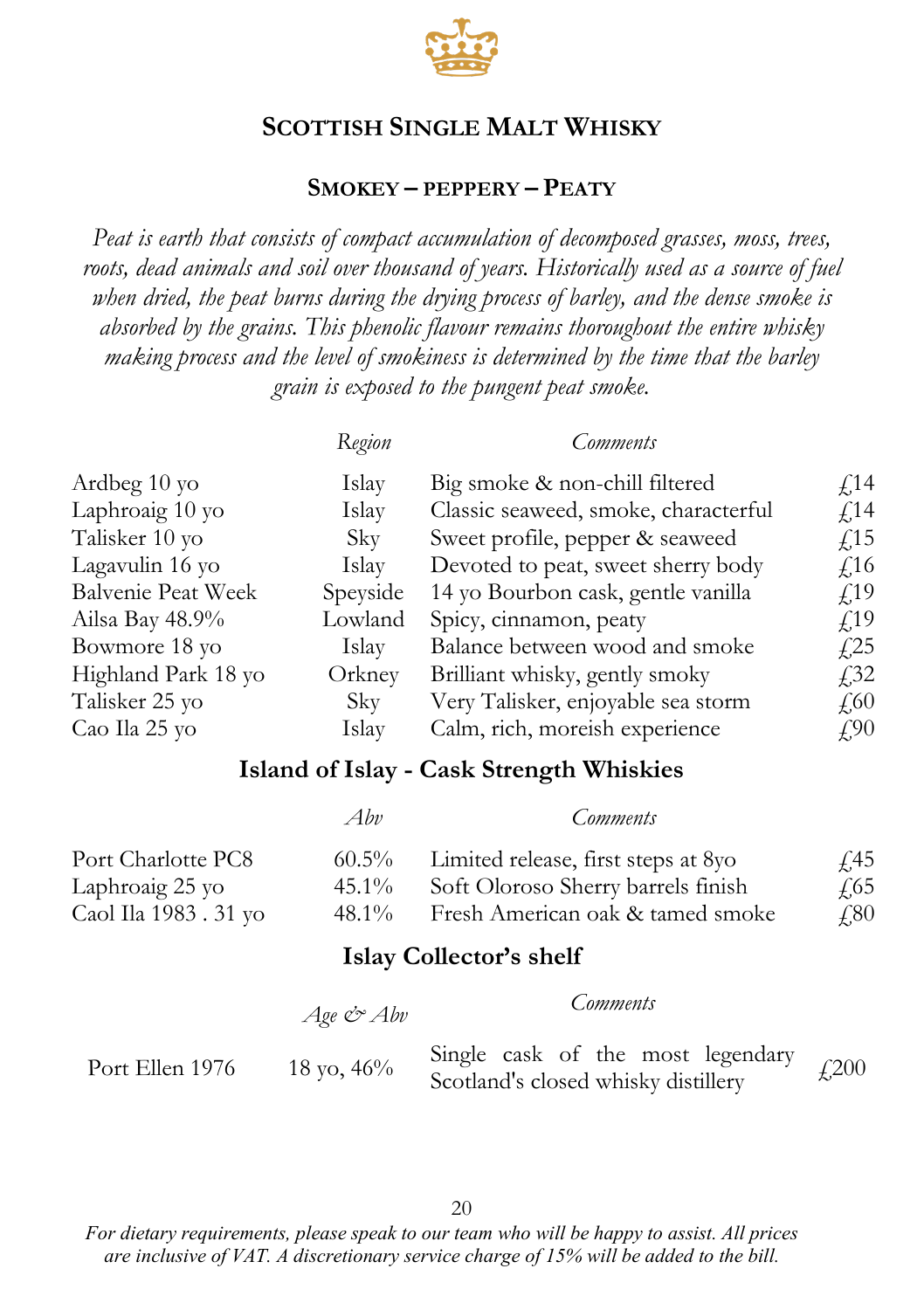# Scottish Single Malt Whisky

## Smokey – peppery – Peaty

*Peat is earth that consists of compact accumulation of decomposed grasses, moss, trees, roots, dead animals and soil over thousand of years. Historically used as a source of fuel when dried, the peat burns during the drying process of barley, and the dense smoke is absorbed by the grains. This phenolic flavour remains thoroughout the entire whisky making process and the level of smokiness is determined by the time that the barley grain is exposed to the pungent peat smoke.*

| | *Region* | *Comments* | |
|---|---|---|---|
| Ardbeg 10 yo | Islay | Big smoke & non-chill filtered | £14 |
| Laphroaig 10 yo | Islay | Classic seaweed, smoke, characterful | £14 |
| Talisker 10 yo | Sky | Sweet profile, pepper & seaweed | £15 |
| Lagavulin 16 yo | Islay | Devoted to peat, sweet sherry body | £16 |
| Balvenie Peat Week | Speyside | 14 yo Bourbon cask, gentle vanilla | £19 |
| Ailsa Bay 48.9% | Lowland | Spicy, cinnamon, peaty | £19 |
| Bowmore 18 yo | Islay | Balance between wood and smoke | £25 |
| Highland Park 18 yo | Orkney | Brilliant whisky, gently smoky | £32 |
| Talisker 25 yo | Sky | Very Talisker, enjoyable sea storm | £60 |
| Cao Ila 25 yo | Islay | Calm, rich, moreish experience | £90 |

## Island of Islay - Cask Strength Whiskies

| | *Abv* | *Comments* | |
|---|---|---|---|
| Port Charlotte PC8 | 60.5% | Limited release, first steps at 8yo | £45 |
| Laphroaig 25 yo | 45.1% | Soft Oloroso Sherry barrels finish | £65 |
| Caol Ila 1983 . 31 yo | 48.1% | Fresh American oak & tamed smoke | £80 |

## Islay Collector's shelf

| | *Age & Abv* | *Comments* | |
|---|---|---|---|
| Port Ellen 1976 | 18 yo, 46% | Single cask of the most legendary Scotland's closed whisky distillery | £200 |

*For dietary requirements, please speak to our team who will be happy to assist. All prices are inclusive of VAT. A discretionary service charge of 15% will be added to the bill.*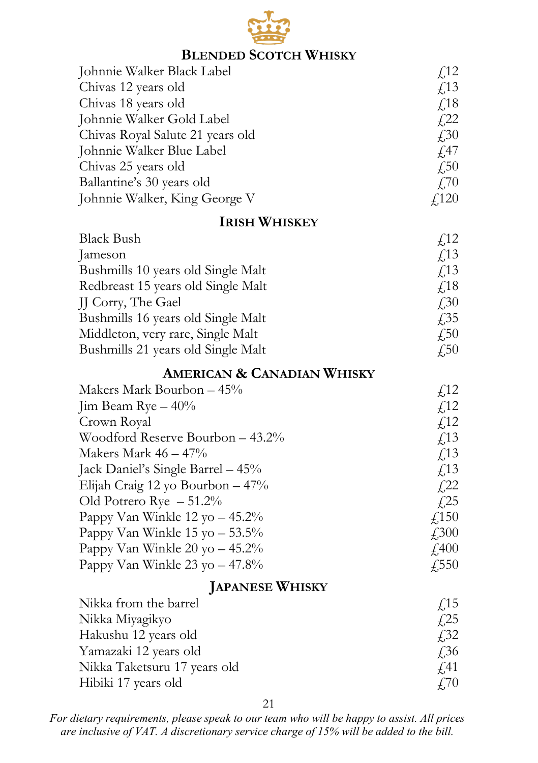## Blended Scotch Whisky

| | |
|---|---|
| Johnnie Walker Black Label | £12 |
| Chivas 12 years old | £13 |
| Chivas 18 years old | £18 |
| Johnnie Walker Gold Label | £22 |
| Chivas Royal Salute 21 years old | £30 |
| Johnnie Walker Blue Label | £47 |
| Chivas 25 years old | £50 |
| Ballantine's 30 years old | £70 |
| Johnnie Walker, King George V | £120 |

## Irish Whiskey

| | |
|---|---|
| Black Bush | £12 |
| Jameson | £13 |
| Bushmills 10 years old Single Malt | £13 |
| Redbreast 15 years old Single Malt | £18 |
| JJ Corry, The Gael | £30 |
| Bushmills 16 years old Single Malt | £35 |
| Middleton, very rare, Single Malt | £50 |
| Bushmills 21 years old Single Malt | £50 |

## American & Canadian Whisky

| | |
|---|---|
| Makers Mark Bourbon – 45% | £12 |
| Jim Beam Rye – 40% | £12 |
| Crown Royal | £12 |
| Woodford Reserve Bourbon – 43.2% | £13 |
| Makers Mark 46 – 47% | £13 |
| Jack Daniel's Single Barrel – 45% | £13 |
| Elijah Craig 12 yo Bourbon – 47% | £22 |
| Old Potrero Rye – 51.2% | £25 |
| Pappy Van Winkle 12 yo – 45.2% | £150 |
| Pappy Van Winkle 15 yo – 53.5% | £300 |
| Pappy Van Winkle 20 yo – 45.2% | £400 |
| Pappy Van Winkle 23 yo – 47.8% | £550 |

## Japanese Whisky

| | |
|---|---|
| Nikka from the barrel | £15 |
| Nikka Miyagikyo | £25 |
| Hakushu 12 years old | £32 |
| Yamazaki 12 years old | £36 |
| Nikka Taketsuru 17 years old | £41 |
| Hibiki 17 years old | £70 |

*For dietary requirements, please speak to our team who will be happy to assist. All prices are inclusive of VAT. A discretionary service charge of 15% will be added to the bill.*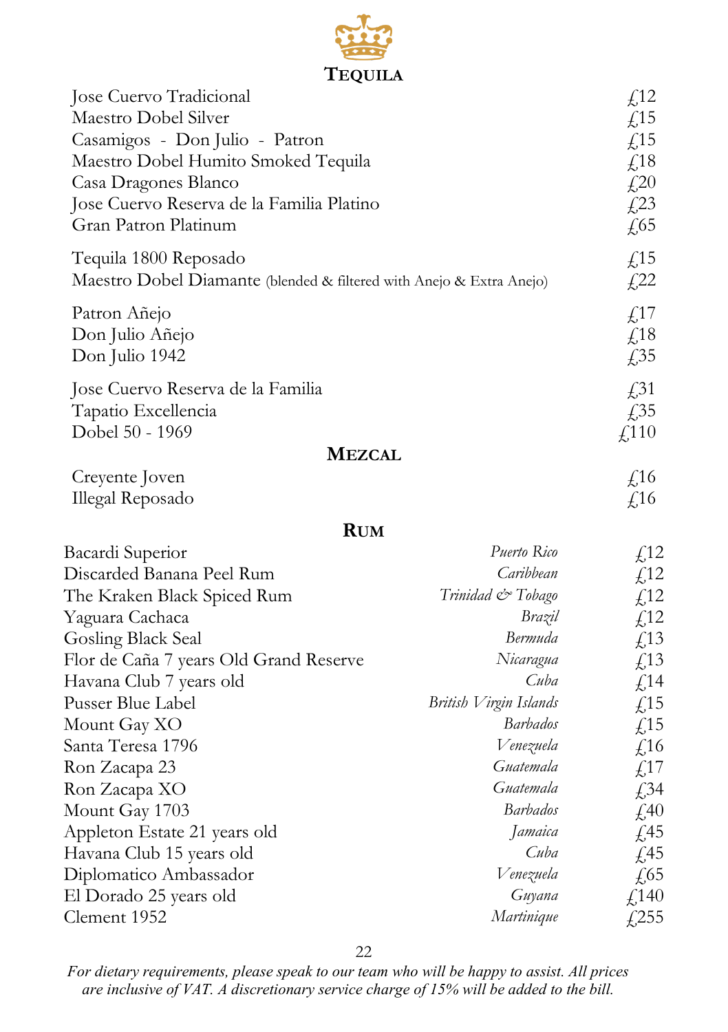## TEQUILA

| | |
|---|---|
| Jose Cuervo Tradicional | £12 |
| Maestro Dobel Silver | £15 |
| Casamigos - Don Julio - Patron | £15 |
| Maestro Dobel Humito Smoked Tequila | £18 |
| Casa Dragones Blanco | £20 |
| Jose Cuervo Reserva de la Familia Platino | £23 |
| Gran Patron Platinum | £65 |
| Tequila 1800 Reposado | £15 |
| Maestro Dobel Diamante (blended & filtered with Anejo & Extra Anejo) | £22 |
| Patron Añejo | £17 |
| Don Julio Añejo | £18 |
| Don Julio 1942 | £35 |
| Jose Cuervo Reserva de la Familia | £31 |
| Tapatio Excellencia | £35 |
| Dobel 50 - 1969 | £110 |

## MEZCAL

| | |
|---|---|
| Creyente Joven | £16 |
| Illegal Reposado | £16 |

## RUM

| | | |
|---|---|---|
| Bacardi Superior | *Puerto Rico* | £12 |
| Discarded Banana Peel Rum | *Caribbean* | £12 |
| The Kraken Black Spiced Rum | *Trinidad & Tobago* | £12 |
| Yaguara Cachaca | *Brazil* | £12 |
| Gosling Black Seal | *Bermuda* | £13 |
| Flor de Caña 7 years Old Grand Reserve | *Nicaragua* | £13 |
| Havana Club 7 years old | *Cuba* | £14 |
| Pusser Blue Label | *British Virgin Islands* | £15 |
| Mount Gay XO | *Barbados* | £15 |
| Santa Teresa 1796 | *Venezuela* | £16 |
| Ron Zacapa 23 | *Guatemala* | £17 |
| Ron Zacapa XO | *Guatemala* | £34 |
| Mount Gay 1703 | *Barbados* | £40 |
| Appleton Estate 21 years old | *Jamaica* | £45 |
| Havana Club 15 years old | *Cuba* | £45 |
| Diplomatico Ambassador | *Venezuela* | £65 |
| El Dorado 25 years old | *Guyana* | £140 |
| Clement 1952 | *Martinique* | £255 |

*For dietary requirements, please speak to our team who will be happy to assist. All prices are inclusive of VAT. A discretionary service charge of 15% will be added to the bill.*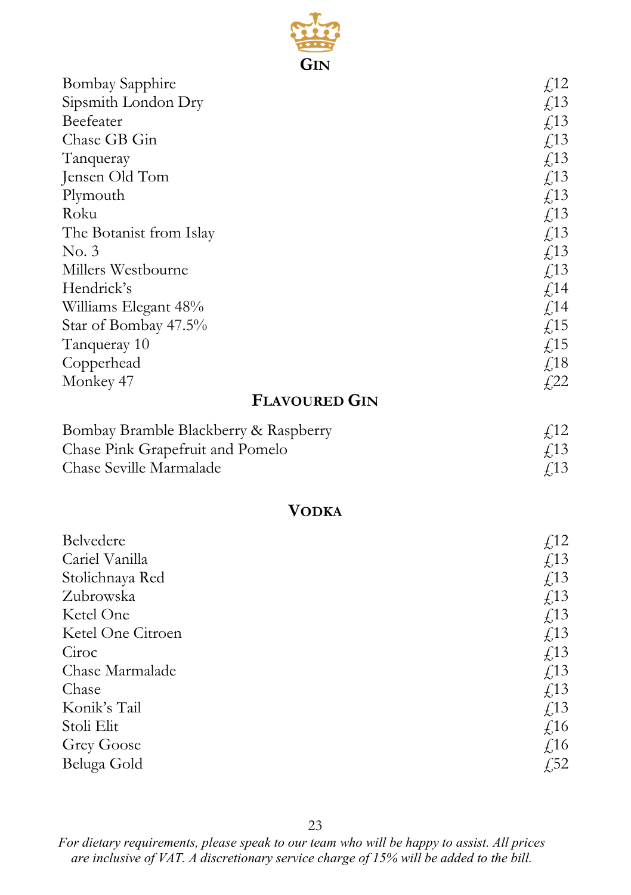## Gin

| | |
|---|---|
| Bombay Sapphire | £12 |
| Sipsmith London Dry | £13 |
| Beefeater | £13 |
| Chase GB Gin | £13 |
| Tanqueray | £13 |
| Jensen Old Tom | £13 |
| Plymouth | £13 |
| Roku | £13 |
| The Botanist from Islay | £13 |
| No. 3 | £13 |
| Millers Westbourne | £13 |
| Hendrick's | £14 |
| Williams Elegant 48% | £14 |
| Star of Bombay 47.5% | £15 |
| Tanqueray 10 | £15 |
| Copperhead | £18 |
| Monkey 47 | £22 |

## Flavoured Gin

| | |
|---|---|
| Bombay Bramble Blackberry & Raspberry | £12 |
| Chase Pink Grapefruit and Pomelo | £13 |
| Chase Seville Marmalade | £13 |

## Vodka

| | |
|---|---|
| Belvedere | £12 |
| Cariel Vanilla | £13 |
| Stolichnaya Red | £13 |
| Zubrowska | £13 |
| Ketel One | £13 |
| Ketel One Citroen | £13 |
| Ciroc | £13 |
| Chase Marmalade | £13 |
| Chase | £13 |
| Konik's Tail | £13 |
| Stoli Elit | £16 |
| Grey Goose | £16 |
| Beluga Gold | £52 |

*For dietary requirements, please speak to our team who will be happy to assist. All prices are inclusive of VAT. A discretionary service charge of 15% will be added to the bill.*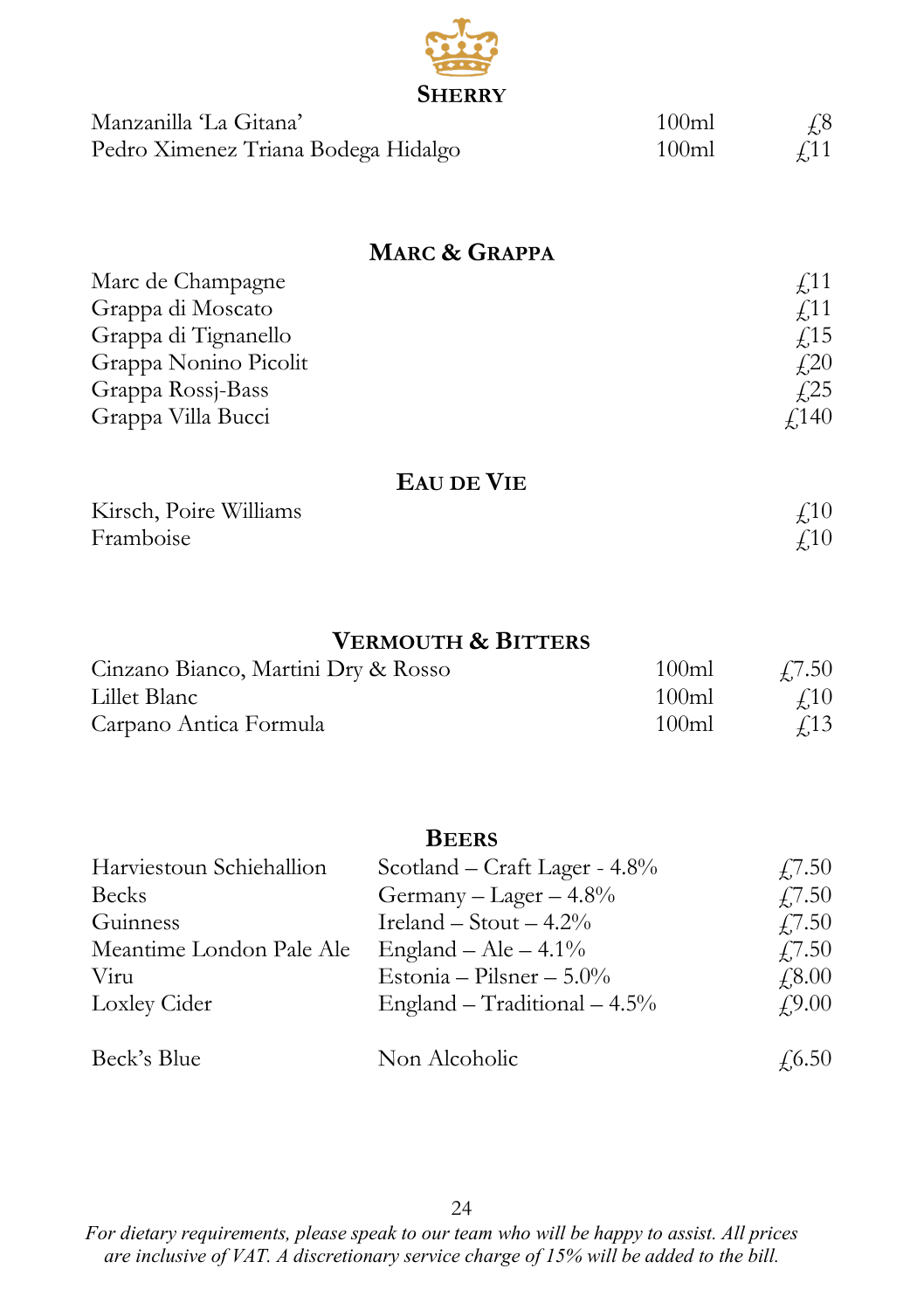## Sherry

| | | |
|---|---|---|
| Manzanilla 'La Gitana' | 100ml | £8 |
| Pedro Ximenez Triana Bodega Hidalgo | 100ml | £11 |

## Marc & Grappa

| | |
|---|---|
| Marc de Champagne | £11 |
| Grappa di Moscato | £11 |
| Grappa di Tignanello | £15 |
| Grappa Nonino Picolit | £20 |
| Grappa Rossj-Bass | £25 |
| Grappa Villa Bucci | £140 |

## Eau de Vie

| | |
|---|---|
| Kirsch, Poire Williams | £10 |
| Framboise | £10 |

## Vermouth & Bitters

| | | |
|---|---|---|
| Cinzano Bianco, Martini Dry & Rosso | 100ml | £7.50 |
| Lillet Blanc | 100ml | £10 |
| Carpano Antica Formula | 100ml | £13 |

## Beers

| | | |
|---|---|---|
| Harviestoun Schiehallion | Scotland – Craft Lager - 4.8% | £7.50 |
| Becks | Germany – Lager – 4.8% | £7.50 |
| Guinness | Ireland – Stout – 4.2% | £7.50 |
| Meantime London Pale Ale | England – Ale – 4.1% | £7.50 |
| Viru | Estonia – Pilsner – 5.0% | £8.00 |
| Loxley Cider | England – Traditional – 4.5% | £9.00 |
| Beck's Blue | Non Alcoholic | £6.50 |

*For dietary requirements, please speak to our team who will be happy to assist. All prices are inclusive of VAT. A discretionary service charge of 15% will be added to the bill.*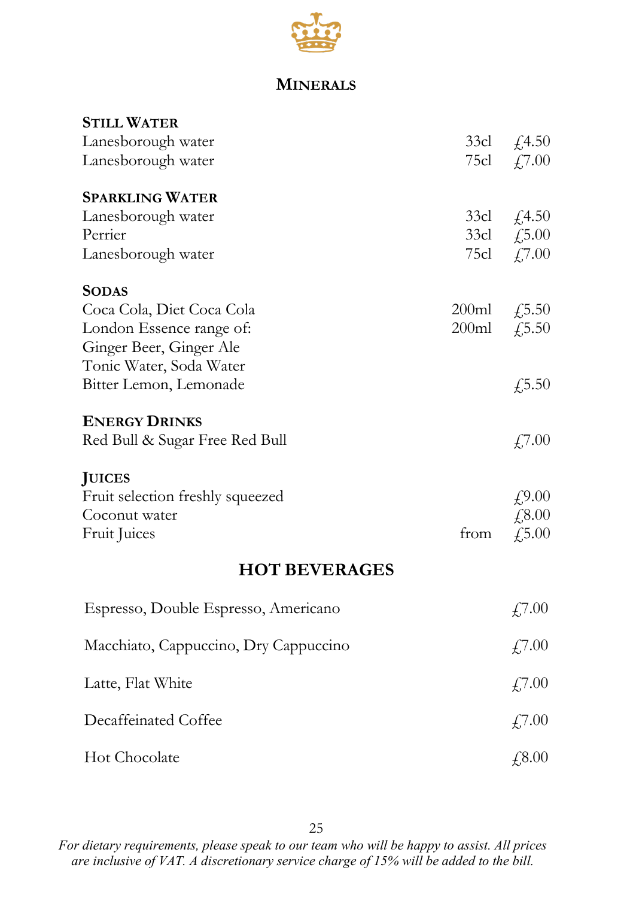# MINERALS

### STILL WATER

| | | |
|---|---|---|
| Lanesborough water | 33cl | £4.50 |
| Lanesborough water | 75cl | £7.00 |

### SPARKLING WATER

| | | |
|---|---|---|
| Lanesborough water | 33cl | £4.50 |
| Perrier | 33cl | £5.00 |
| Lanesborough water | 75cl | £7.00 |

### SODAS

| | | |
|---|---|---|
| Coca Cola, Diet Coca Cola | 200ml | £5.50 |
| London Essence range of: | 200ml | £5.50 |
| Ginger Beer, Ginger Ale | | |
| Tonic Water, Soda Water | | |
| Bitter Lemon, Lemonade | | £5.50 |

### ENERGY DRINKS

| | | |
|---|---|---|
| Red Bull & Sugar Free Red Bull | | £7.00 |

### JUICES

| | | |
|---|---|---|
| Fruit selection freshly squeezed | | £9.00 |
| Coconut water | | £8.00 |
| Fruit Juices | from | £5.00 |

# HOT BEVERAGES

| | |
|---|---|
| Espresso, Double Espresso, Americano | £7.00 |
| Macchiato, Cappuccino, Dry Cappuccino | £7.00 |
| Latte, Flat White | £7.00 |
| Decaffeinated Coffee | £7.00 |
| Hot Chocolate | £8.00 |

*For dietary requirements, please speak to our team who will be happy to assist. All prices are inclusive of VAT. A discretionary service charge of 15% will be added to the bill.*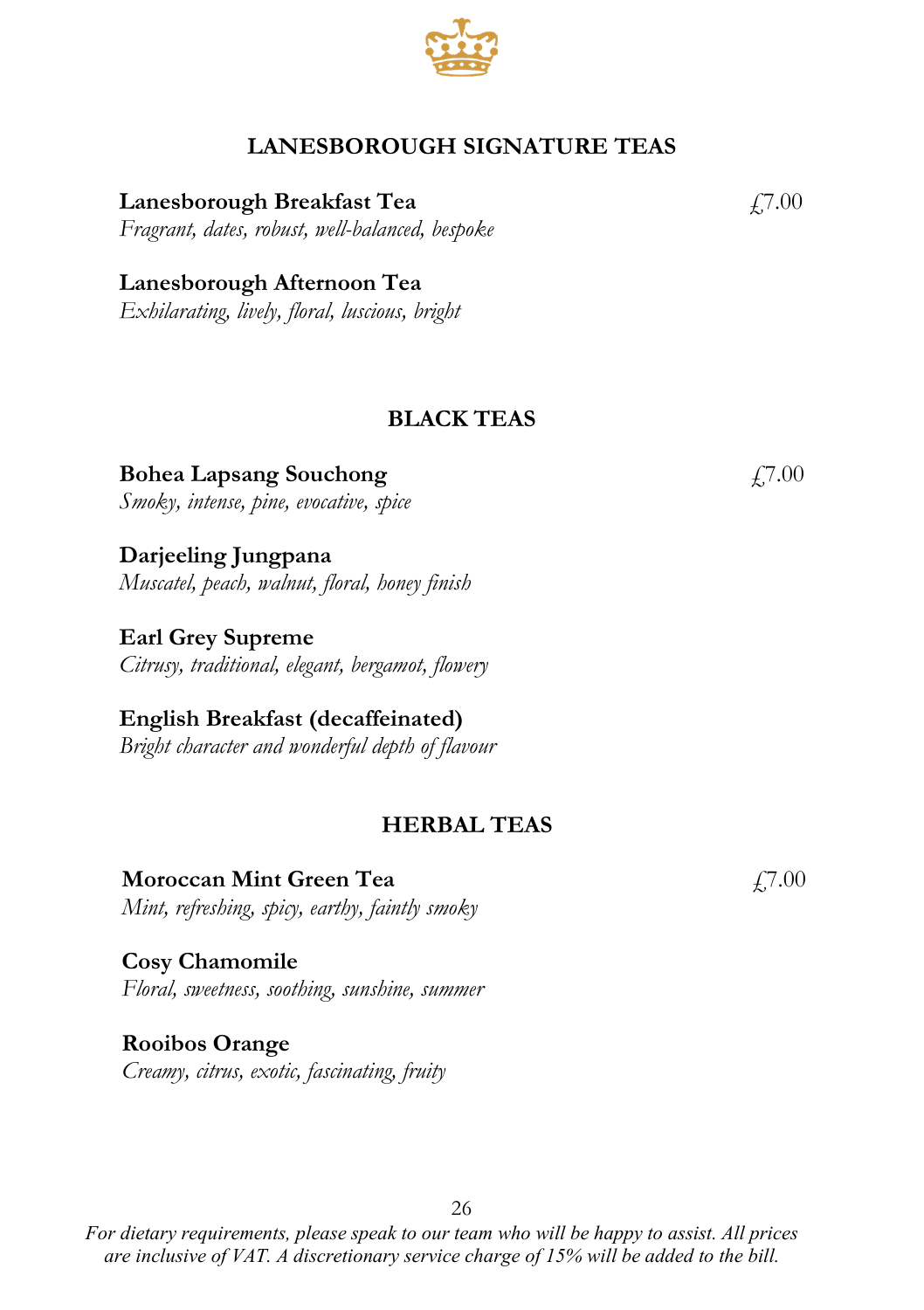## LANESBOROUGH SIGNATURE TEAS

**Lanesborough Breakfast Tea** £7.00
*Fragrant, dates, robust, well-balanced, bespoke*

**Lanesborough Afternoon Tea**
*Exhilarating, lively, floral, luscious, bright*

## BLACK TEAS

**Bohea Lapsang Souchong** £7.00
*Smoky, intense, pine, evocative, spice*

**Darjeeling Jungpana**
*Muscatel, peach, walnut, floral, honey finish*

**Earl Grey Supreme**
*Citrusy, traditional, elegant, bergamot, flowery*

**English Breakfast (decaffeinated)**
*Bright character and wonderful depth of flavour*

## HERBAL TEAS

**Moroccan Mint Green Tea** £7.00
*Mint, refreshing, spicy, earthy, faintly smoky*

**Cosy Chamomile**
*Floral, sweetness, soothing, sunshine, summer*

**Rooibos Orange**
*Creamy, citrus, exotic, fascinating, fruity*

*For dietary requirements, please speak to our team who will be happy to assist. All prices are inclusive of VAT. A discretionary service charge of 15% will be added to the bill.*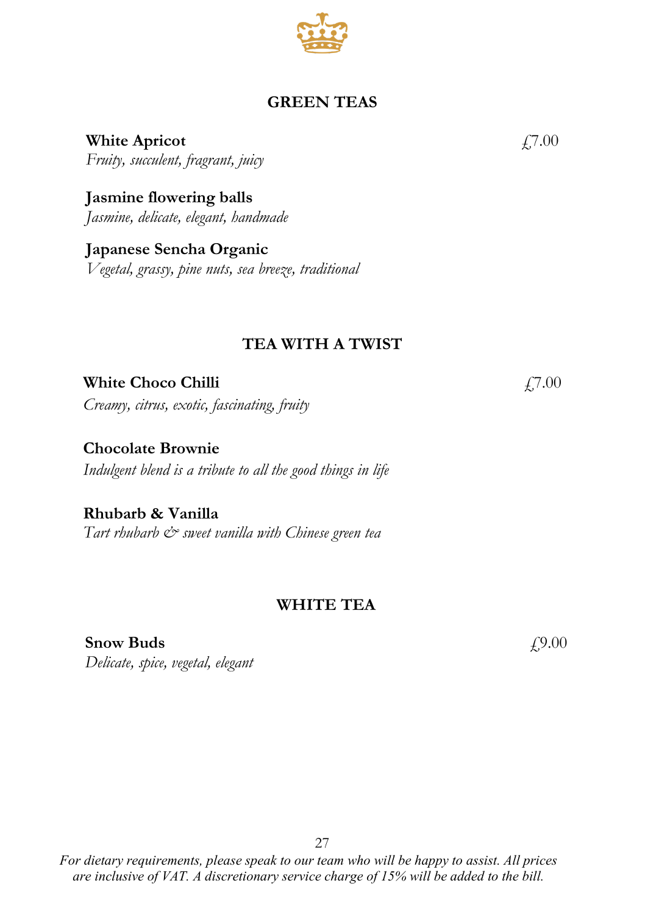## GREEN TEAS

**White Apricot** £7.00
*Fruity, succulent, fragrant, juicy*

**Jasmine flowering balls**
*Jasmine, delicate, elegant, handmade*

**Japanese Sencha Organic**
*Vegetal, grassy, pine nuts, sea breeze, traditional*

## TEA WITH A TWIST

**White Choco Chilli** £7.00
*Creamy, citrus, exotic, fascinating, fruity*

**Chocolate Brownie**
*Indulgent blend is a tribute to all the good things in life*

**Rhubarb & Vanilla**
*Tart rhubarb & sweet vanilla with Chinese green tea*

## WHITE TEA

**Snow Buds** £9.00
*Delicate, spice, vegetal, elegant*

*For dietary requirements, please speak to our team who will be happy to assist. All prices are inclusive of VAT. A discretionary service charge of 15% will be added to the bill.*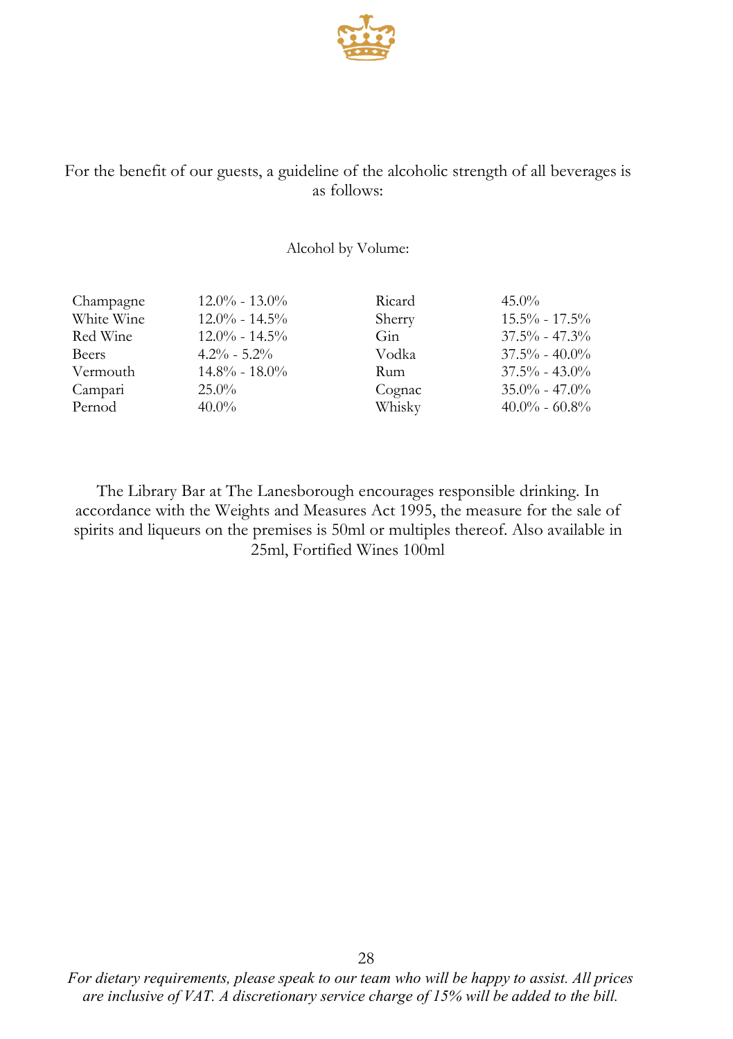For the benefit of our guests, a guideline of the alcoholic strength of all beverages is as follows:

Alcohol by Volume:

| | | | |
|---|---|---|---|
| Champagne | 12.0% - 13.0% | Ricard | 45.0% |
| White Wine | 12.0% - 14.5% | Sherry | 15.5% - 17.5% |
| Red Wine | 12.0% - 14.5% | Gin | 37.5% - 47.3% |
| Beers | 4.2% - 5.2% | Vodka | 37.5% - 40.0% |
| Vermouth | 14.8% - 18.0% | Rum | 37.5% - 43.0% |
| Campari | 25.0% | Cognac | 35.0% - 47.0% |
| Pernod | 40.0% | Whisky | 40.0% - 60.8% |

The Library Bar at The Lanesborough encourages responsible drinking. In accordance with the Weights and Measures Act 1995, the measure for the sale of spirits and liqueurs on the premises is 50ml or multiples thereof. Also available in 25ml, Fortified Wines 100ml

*For dietary requirements, please speak to our team who will be happy to assist. All prices are inclusive of VAT. A discretionary service charge of 15% will be added to the bill.*